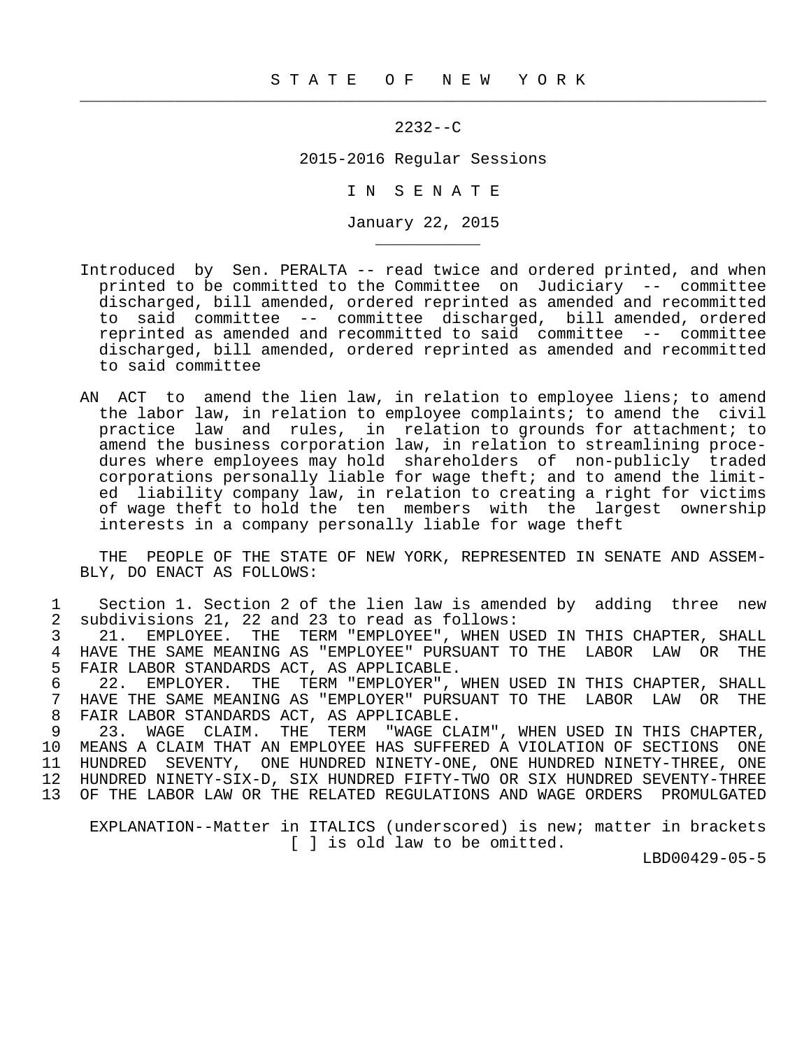# S T A T E   O F   N E W   Y O R K

2232--C

2015-2016 Regular Sessions

I N   S E N A T E

January 22, 2015

Introduced by Sen. PERALTA -- read twice and ordered printed, and when printed to be committed to the Committee on Judiciary -- committee discharged, bill amended, ordered reprinted as amended and recommitted to said committee -- committee discharged, bill amended, ordered reprinted as amended and recommitted to said committee -- committee discharged, bill amended, ordered reprinted as amended and recommitted to said committee

AN ACT to amend the lien law, in relation to employee liens; to amend the labor law, in relation to employee complaints; to amend the civil practice law and rules, in relation to grounds for attachment; to amend the business corporation law, in relation to streamlining procedures where employees may hold shareholders of non-publicly traded corporations personally liable for wage theft; and to amend the limited liability company law, in relation to creating a right for victims of wage theft to hold the ten members with the largest ownership interests in a company personally liable for wage theft

THE PEOPLE OF THE STATE OF NEW YORK, REPRESENTED IN SENATE AND ASSEMBLY, DO ENACT AS FOLLOWS:

1 Section 1. Section 2 of the lien law is amended by adding three new
2 subdivisions 21, 22 and 23 to read as follows:
3 21. EMPLOYEE. THE TERM "EMPLOYEE", WHEN USED IN THIS CHAPTER, SHALL
4 HAVE THE SAME MEANING AS "EMPLOYEE" PURSUANT TO THE LABOR LAW OR THE
5 FAIR LABOR STANDARDS ACT, AS APPLICABLE.
6 22. EMPLOYER. THE TERM "EMPLOYER", WHEN USED IN THIS CHAPTER, SHALL
7 HAVE THE SAME MEANING AS "EMPLOYER" PURSUANT TO THE LABOR LAW OR THE
8 FAIR LABOR STANDARDS ACT, AS APPLICABLE.
9 23. WAGE CLAIM. THE TERM "WAGE CLAIM", WHEN USED IN THIS CHAPTER,
10 MEANS A CLAIM THAT AN EMPLOYEE HAS SUFFERED A VIOLATION OF SECTIONS ONE
11 HUNDRED SEVENTY, ONE HUNDRED NINETY-ONE, ONE HUNDRED NINETY-THREE, ONE
12 HUNDRED NINETY-SIX-D, SIX HUNDRED FIFTY-TWO OR SIX HUNDRED SEVENTY-THREE
13 OF THE LABOR LAW OR THE RELATED REGULATIONS AND WAGE ORDERS PROMULGATED

EXPLANATION--Matter in ITALICS (underscored) is new; matter in brackets [ ] is old law to be omitted.

LBD00429-05-5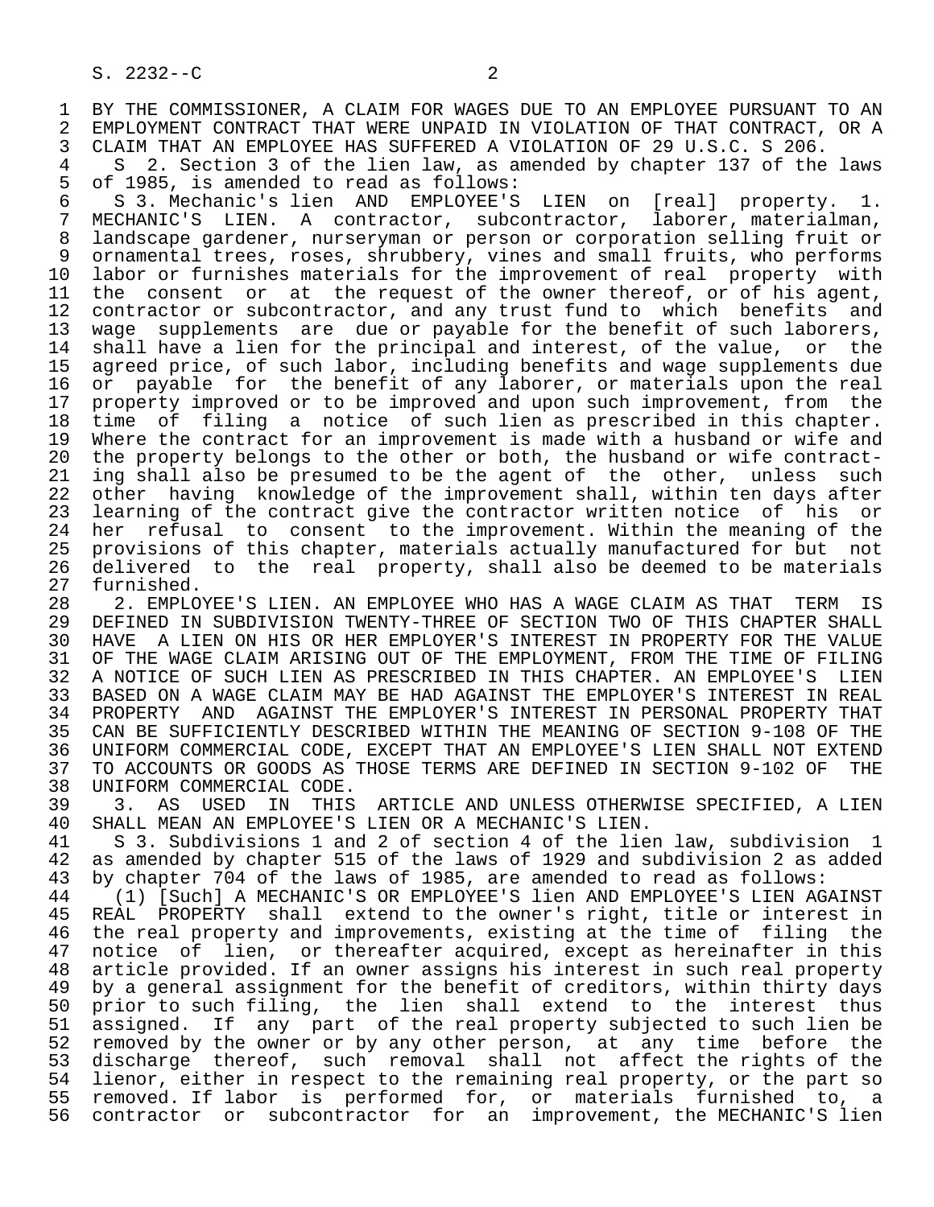BY THE COMMISSIONER, A CLAIM FOR WAGES DUE TO AN EMPLOYEE PURSUANT TO AN EMPLOYMENT CONTRACT THAT WERE UNPAID IN VIOLATION OF THAT CONTRACT, OR A CLAIM THAT AN EMPLOYEE HAS SUFFERED A VIOLATION OF 29 U.S.C. S 206.

S 2. Section 3 of the lien law, as amended by chapter 137 of the laws of 1985, is amended to read as follows:

S 3. Mechanic's lien AND EMPLOYEE'S LIEN on [real] property. 1. MECHANIC'S LIEN. A contractor, subcontractor, laborer, materialman, landscape gardener, nurseryman or person or corporation selling fruit or ornamental trees, roses, shrubbery, vines and small fruits, who performs labor or furnishes materials for the improvement of real property with the consent or at the request of the owner thereof, or of his agent, contractor or subcontractor, and any trust fund to which benefits and wage supplements are due or payable for the benefit of such laborers, shall have a lien for the principal and interest, of the value, or the agreed price, of such labor, including benefits and wage supplements due or payable for the benefit of any laborer, or materials upon the real property improved or to be improved and upon such improvement, from the time of filing a notice of such lien as prescribed in this chapter. Where the contract for an improvement is made with a husband or wife and the property belongs to the other or both, the husband or wife contracting shall also be presumed to be the agent of the other, unless such other having knowledge of the improvement shall, within ten days after learning of the contract give the contractor written notice of his or her refusal to consent to the improvement. Within the meaning of the provisions of this chapter, materials actually manufactured for but not delivered to the real property, shall also be deemed to be materials furnished.

2. EMPLOYEE'S LIEN. AN EMPLOYEE WHO HAS A WAGE CLAIM AS THAT TERM IS DEFINED IN SUBDIVISION TWENTY-THREE OF SECTION TWO OF THIS CHAPTER SHALL HAVE A LIEN ON HIS OR HER EMPLOYER'S INTEREST IN PROPERTY FOR THE VALUE OF THE WAGE CLAIM ARISING OUT OF THE EMPLOYMENT, FROM THE TIME OF FILING A NOTICE OF SUCH LIEN AS PRESCRIBED IN THIS CHAPTER. AN EMPLOYEE'S LIEN BASED ON A WAGE CLAIM MAY BE HAD AGAINST THE EMPLOYER'S INTEREST IN REAL PROPERTY AND AGAINST THE EMPLOYER'S INTEREST IN PERSONAL PROPERTY THAT CAN BE SUFFICIENTLY DESCRIBED WITHIN THE MEANING OF SECTION 9-108 OF THE UNIFORM COMMERCIAL CODE, EXCEPT THAT AN EMPLOYEE'S LIEN SHALL NOT EXTEND TO ACCOUNTS OR GOODS AS THOSE TERMS ARE DEFINED IN SECTION 9-102 OF THE UNIFORM COMMERCIAL CODE.

3. AS USED IN THIS ARTICLE AND UNLESS OTHERWISE SPECIFIED, A LIEN SHALL MEAN AN EMPLOYEE'S LIEN OR A MECHANIC'S LIEN.

S 3. Subdivisions 1 and 2 of section 4 of the lien law, subdivision 1 as amended by chapter 515 of the laws of 1929 and subdivision 2 as added by chapter 704 of the laws of 1985, are amended to read as follows:

(1) [Such] A MECHANIC'S OR EMPLOYEE'S lien AND EMPLOYEE'S LIEN AGAINST REAL PROPERTY shall extend to the owner's right, title or interest in the real property and improvements, existing at the time of filing the notice of lien, or thereafter acquired, except as hereinafter in this article provided. If an owner assigns his interest in such real property by a general assignment for the benefit of creditors, within thirty days prior to such filing, the lien shall extend to the interest thus assigned. If any part of the real property subjected to such lien be removed by the owner or by any other person, at any time before the discharge thereof, such removal shall not affect the rights of the lienor, either in respect to the remaining real property, or the part so removed. If labor is performed for, or materials furnished to, a contractor or subcontractor for an improvement, the MECHANIC'S lien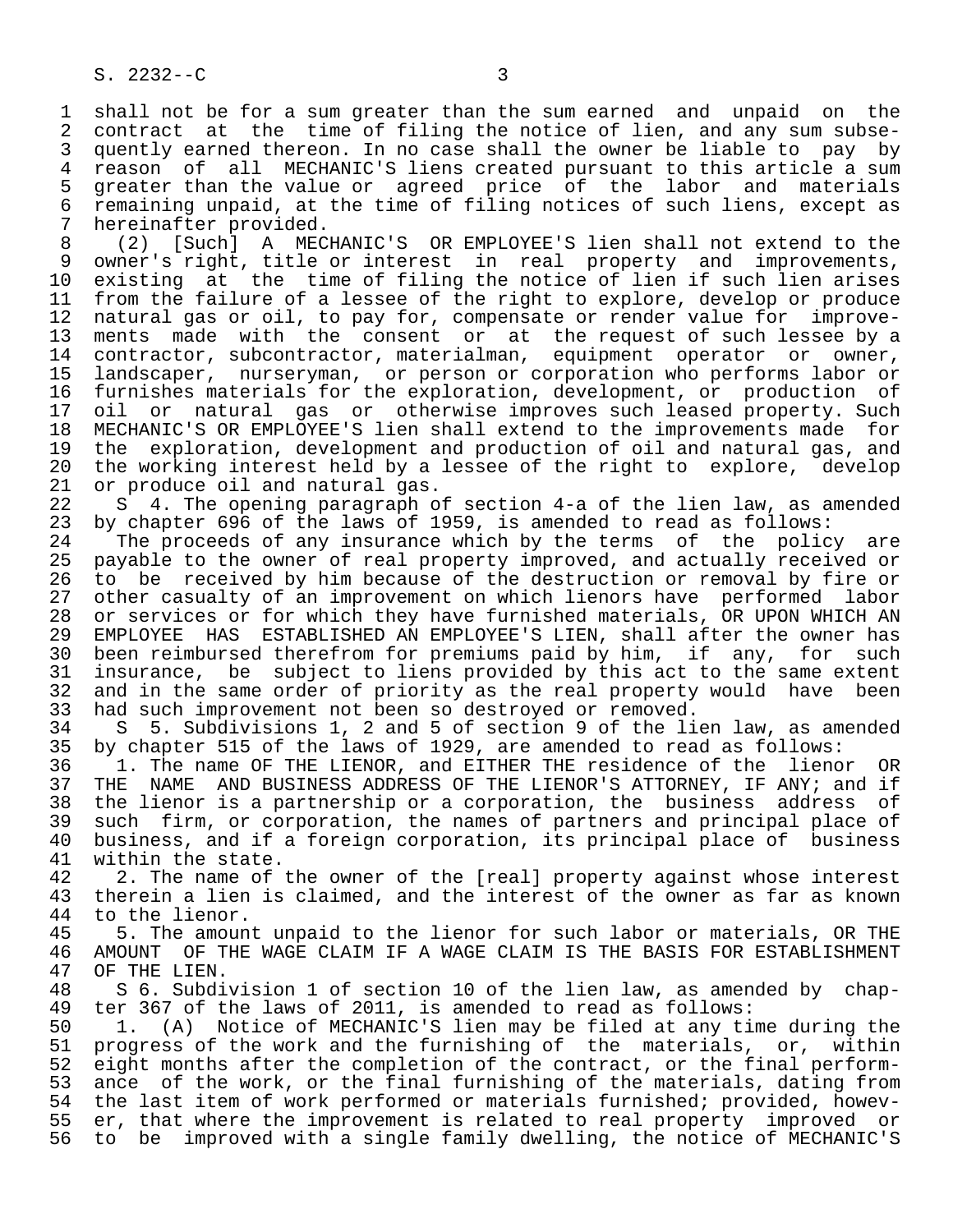shall not be for a sum greater than the sum earned and unpaid on the contract at the time of filing the notice of lien, and any sum subsequently earned thereon. In no case shall the owner be liable to pay by reason of all MECHANIC'S liens created pursuant to this article a sum greater than the value or agreed price of the labor and materials remaining unpaid, at the time of filing notices of such liens, except as hereinafter provided.

(2) [Such] A MECHANIC'S OR EMPLOYEE'S lien shall not extend to the owner's right, title or interest in real property and improvements, existing at the time of filing the notice of lien if such lien arises from the failure of a lessee of the right to explore, develop or produce natural gas or oil, to pay for, compensate or render value for improvements made with the consent or at the request of such lessee by a contractor, subcontractor, materialman, equipment operator or owner, landscaper, nurseryman, or person or corporation who performs labor or furnishes materials for the exploration, development, or production of oil or natural gas or otherwise improves such leased property. Such MECHANIC'S OR EMPLOYEE'S lien shall extend to the improvements made for the exploration, development and production of oil and natural gas, and the working interest held by a lessee of the right to explore, develop or produce oil and natural gas.

S 4. The opening paragraph of section 4-a of the lien law, as amended by chapter 696 of the laws of 1959, is amended to read as follows:

The proceeds of any insurance which by the terms of the policy are payable to the owner of real property improved, and actually received or to be received by him because of the destruction or removal by fire or other casualty of an improvement on which lienors have performed labor or services or for which they have furnished materials, OR UPON WHICH AN EMPLOYEE HAS ESTABLISHED AN EMPLOYEE'S LIEN, shall after the owner has been reimbursed therefrom for premiums paid by him, if any, for such insurance, be subject to liens provided by this act to the same extent and in the same order of priority as the real property would have been had such improvement not been so destroyed or removed.

S 5. Subdivisions 1, 2 and 5 of section 9 of the lien law, as amended by chapter 515 of the laws of 1929, are amended to read as follows:

1. The name OF THE LIENOR, and EITHER THE residence of the lienor OR THE NAME AND BUSINESS ADDRESS OF THE LIENOR'S ATTORNEY, IF ANY; and if the lienor is a partnership or a corporation, the business address of such firm, or corporation, the names of partners and principal place of business, and if a foreign corporation, its principal place of business within the state.

2. The name of the owner of the [real] property against whose interest therein a lien is claimed, and the interest of the owner as far as known to the lienor.

5. The amount unpaid to the lienor for such labor or materials, OR THE AMOUNT OF THE WAGE CLAIM IF A WAGE CLAIM IS THE BASIS FOR ESTABLISHMENT OF THE LIEN.

S 6. Subdivision 1 of section 10 of the lien law, as amended by chapter 367 of the laws of 2011, is amended to read as follows:

1. (A) Notice of MECHANIC'S lien may be filed at any time during the progress of the work and the furnishing of the materials, or, within eight months after the completion of the contract, or the final performance of the work, or the final furnishing of the materials, dating from the last item of work performed or materials furnished; provided, however, that where the improvement is related to real property improved or to be improved with a single family dwelling, the notice of MECHANIC'S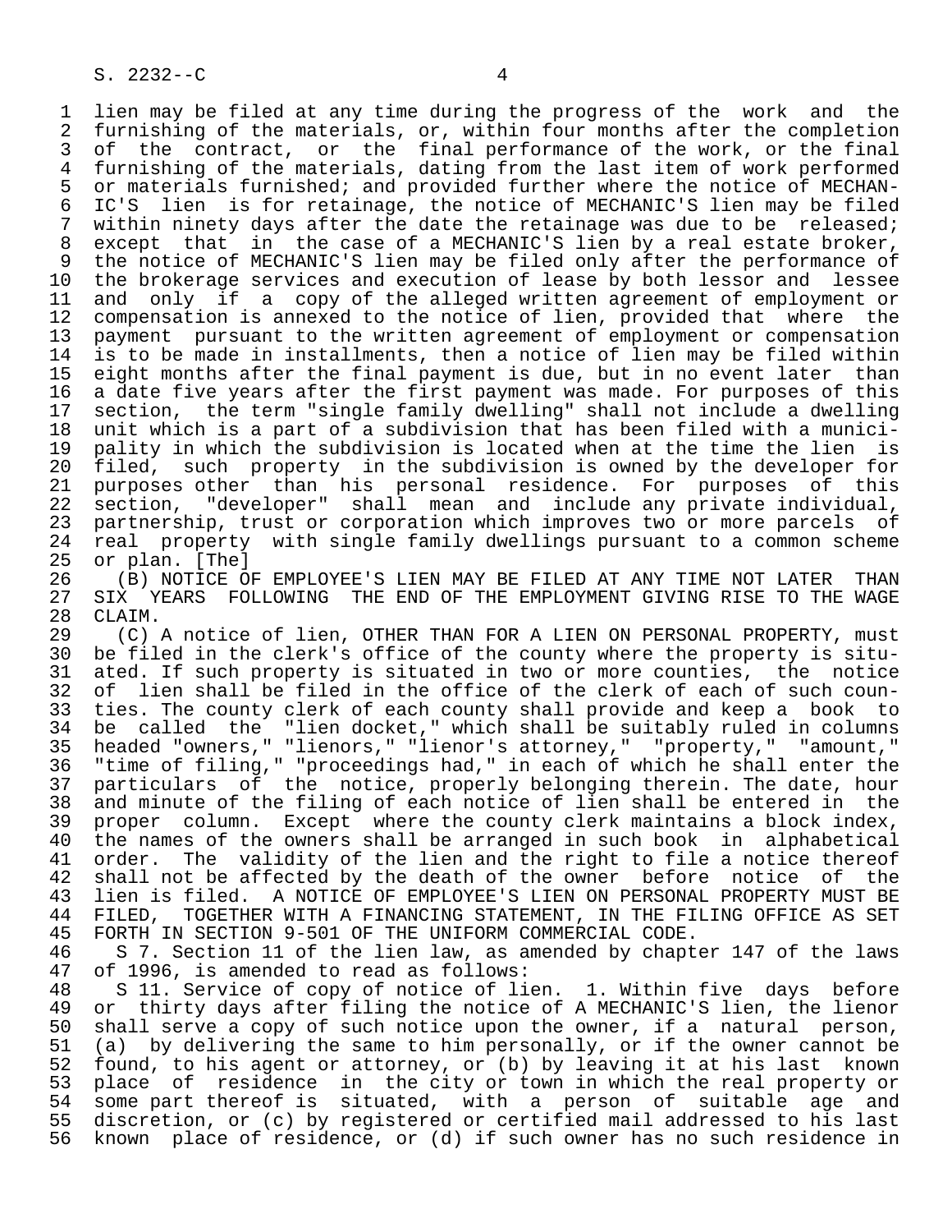lien may be filed at any time during the progress of the work and the furnishing of the materials, or, within four months after the completion of the contract, or the final performance of the work, or the final furnishing of the materials, dating from the last item of work performed or materials furnished; and provided further where the notice of MECHANIC'S lien is for retainage, the notice of MECHANIC'S lien may be filed within ninety days after the date the retainage was due to be released; except that in the case of a MECHANIC'S lien by a real estate broker, the notice of MECHANIC'S lien may be filed only after the performance of the brokerage services and execution of lease by both lessor and lessee and only if a copy of the alleged written agreement of employment or compensation is annexed to the notice of lien, provided that where the payment pursuant to the written agreement of employment or compensation is to be made in installments, then a notice of lien may be filed within eight months after the final payment is due, but in no event later than a date five years after the first payment was made. For purposes of this section, the term "single family dwelling" shall not include a dwelling unit which is a part of a subdivision that has been filed with a municipality in which the subdivision is located when at the time the lien is filed, such property in the subdivision is owned by the developer for purposes other than his personal residence. For purposes of this section, "developer" shall mean and include any private individual, partnership, trust or corporation which improves two or more parcels of real property with single family dwellings pursuant to a common scheme or plan. [The]

(B) NOTICE OF EMPLOYEE'S LIEN MAY BE FILED AT ANY TIME NOT LATER THAN SIX YEARS FOLLOWING THE END OF THE EMPLOYMENT GIVING RISE TO THE WAGE CLAIM.

(C) A notice of lien, OTHER THAN FOR A LIEN ON PERSONAL PROPERTY, must be filed in the clerk's office of the county where the property is situated. If such property is situated in two or more counties, the notice of lien shall be filed in the office of the clerk of each of such counties. The county clerk of each county shall provide and keep a book to be called the "lien docket," which shall be suitably ruled in columns headed "owners," "lienors," "lienor's attorney," "property," "amount," "time of filing," "proceedings had," in each of which he shall enter the particulars of the notice, properly belonging therein. The date, hour and minute of the filing of each notice of lien shall be entered in the proper column. Except where the county clerk maintains a block index, the names of the owners shall be arranged in such book in alphabetical order. The validity of the lien and the right to file a notice thereof shall not be affected by the death of the owner before notice of the lien is filed. A NOTICE OF EMPLOYEE'S LIEN ON PERSONAL PROPERTY MUST BE FILED, TOGETHER WITH A FINANCING STATEMENT, IN THE FILING OFFICE AS SET FORTH IN SECTION 9-501 OF THE UNIFORM COMMERCIAL CODE.

S 7. Section 11 of the lien law, as amended by chapter 147 of the laws of 1996, is amended to read as follows:

S 11. Service of copy of notice of lien. 1. Within five days before or thirty days after filing the notice of A MECHANIC'S lien, the lienor shall serve a copy of such notice upon the owner, if a natural person, (a) by delivering the same to him personally, or if the owner cannot be found, to his agent or attorney, or (b) by leaving it at his last known place of residence in the city or town in which the real property or some part thereof is situated, with a person of suitable age and discretion, or (c) by registered or certified mail addressed to his last known place of residence, or (d) if such owner has no such residence in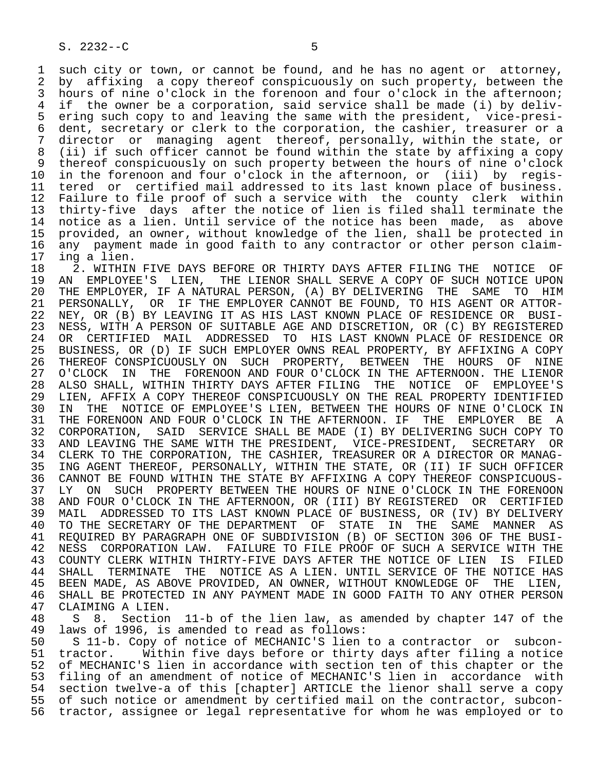such city or town, or cannot be found, and he has no agent or attorney, by affixing a copy thereof conspicuously on such property, between the hours of nine o'clock in the forenoon and four o'clock in the afternoon; if the owner be a corporation, said service shall be made (i) by delivering such copy to and leaving the same with the president, vice-president, secretary or clerk to the corporation, the cashier, treasurer or a director or managing agent thereof, personally, within the state, or (ii) if such officer cannot be found within the state by affixing a copy thereof conspicuously on such property between the hours of nine o'clock in the forenoon and four o'clock in the afternoon, or (iii) by registered or certified mail addressed to its last known place of business. Failure to file proof of such a service with the county clerk within thirty-five days after the notice of lien is filed shall terminate the notice as a lien. Until service of the notice has been made, as above provided, an owner, without knowledge of the lien, shall be protected in any payment made in good faith to any contractor or other person claiming a lien.

2. WITHIN FIVE DAYS BEFORE OR THIRTY DAYS AFTER FILING THE NOTICE OF AN EMPLOYEE'S LIEN, THE LIENOR SHALL SERVE A COPY OF SUCH NOTICE UPON THE EMPLOYER, IF A NATURAL PERSON, (A) BY DELIVERING THE SAME TO HIM PERSONALLY, OR IF THE EMPLOYER CANNOT BE FOUND, TO HIS AGENT OR ATTORNEY, OR (B) BY LEAVING IT AS HIS LAST KNOWN PLACE OF RESIDENCE OR BUSINESS, WITH A PERSON OF SUITABLE AGE AND DISCRETION, OR (C) BY REGISTERED OR CERTIFIED MAIL ADDRESSED TO HIS LAST KNOWN PLACE OF RESIDENCE OR BUSINESS, OR (D) IF SUCH EMPLOYER OWNS REAL PROPERTY, BY AFFIXING A COPY THEREOF CONSPICUOUSLY ON SUCH PROPERTY, BETWEEN THE HOURS OF NINE O'CLOCK IN THE FORENOON AND FOUR O'CLOCK IN THE AFTERNOON. THE LIENOR ALSO SHALL, WITHIN THIRTY DAYS AFTER FILING THE NOTICE OF EMPLOYEE'S LIEN, AFFIX A COPY THEREOF CONSPICUOUSLY ON THE REAL PROPERTY IDENTIFIED IN THE NOTICE OF EMPLOYEE'S LIEN, BETWEEN THE HOURS OF NINE O'CLOCK IN THE FORENOON AND FOUR O'CLOCK IN THE AFTERNOON. IF THE EMPLOYER BE A CORPORATION, SAID SERVICE SHALL BE MADE (I) BY DELIVERING SUCH COPY TO AND LEAVING THE SAME WITH THE PRESIDENT, VICE-PRESIDENT, SECRETARY OR CLERK TO THE CORPORATION, THE CASHIER, TREASURER OR A DIRECTOR OR MANAGING AGENT THEREOF, PERSONALLY, WITHIN THE STATE, OR (II) IF SUCH OFFICER CANNOT BE FOUND WITHIN THE STATE BY AFFIXING A COPY THEREOF CONSPICUOUSLY ON SUCH PROPERTY BETWEEN THE HOURS OF NINE O'CLOCK IN THE FORENOON AND FOUR O'CLOCK IN THE AFTERNOON, OR (III) BY REGISTERED OR CERTIFIED MAIL ADDRESSED TO ITS LAST KNOWN PLACE OF BUSINESS, OR (IV) BY DELIVERY TO THE SECRETARY OF THE DEPARTMENT OF STATE IN THE SAME MANNER AS REQUIRED BY PARAGRAPH ONE OF SUBDIVISION (B) OF SECTION 306 OF THE BUSINESS CORPORATION LAW. FAILURE TO FILE PROOF OF SUCH A SERVICE WITH THE COUNTY CLERK WITHIN THIRTY-FIVE DAYS AFTER THE NOTICE OF LIEN IS FILED SHALL TERMINATE THE NOTICE AS A LIEN. UNTIL SERVICE OF THE NOTICE HAS BEEN MADE, AS ABOVE PROVIDED, AN OWNER, WITHOUT KNOWLEDGE OF THE LIEN, SHALL BE PROTECTED IN ANY PAYMENT MADE IN GOOD FAITH TO ANY OTHER PERSON CLAIMING A LIEN.

S 8. Section 11-b of the lien law, as amended by chapter 147 of the laws of 1996, is amended to read as follows:

S 11-b. Copy of notice of MECHANIC'S lien to a contractor or subcontractor. Within five days before or thirty days after filing a notice of MECHANIC'S lien in accordance with section ten of this chapter or the filing of an amendment of notice of MECHANIC'S lien in accordance with section twelve-a of this [chapter] ARTICLE the lienor shall serve a copy of such notice or amendment by certified mail on the contractor, subcontractor, assignee or legal representative for whom he was employed or to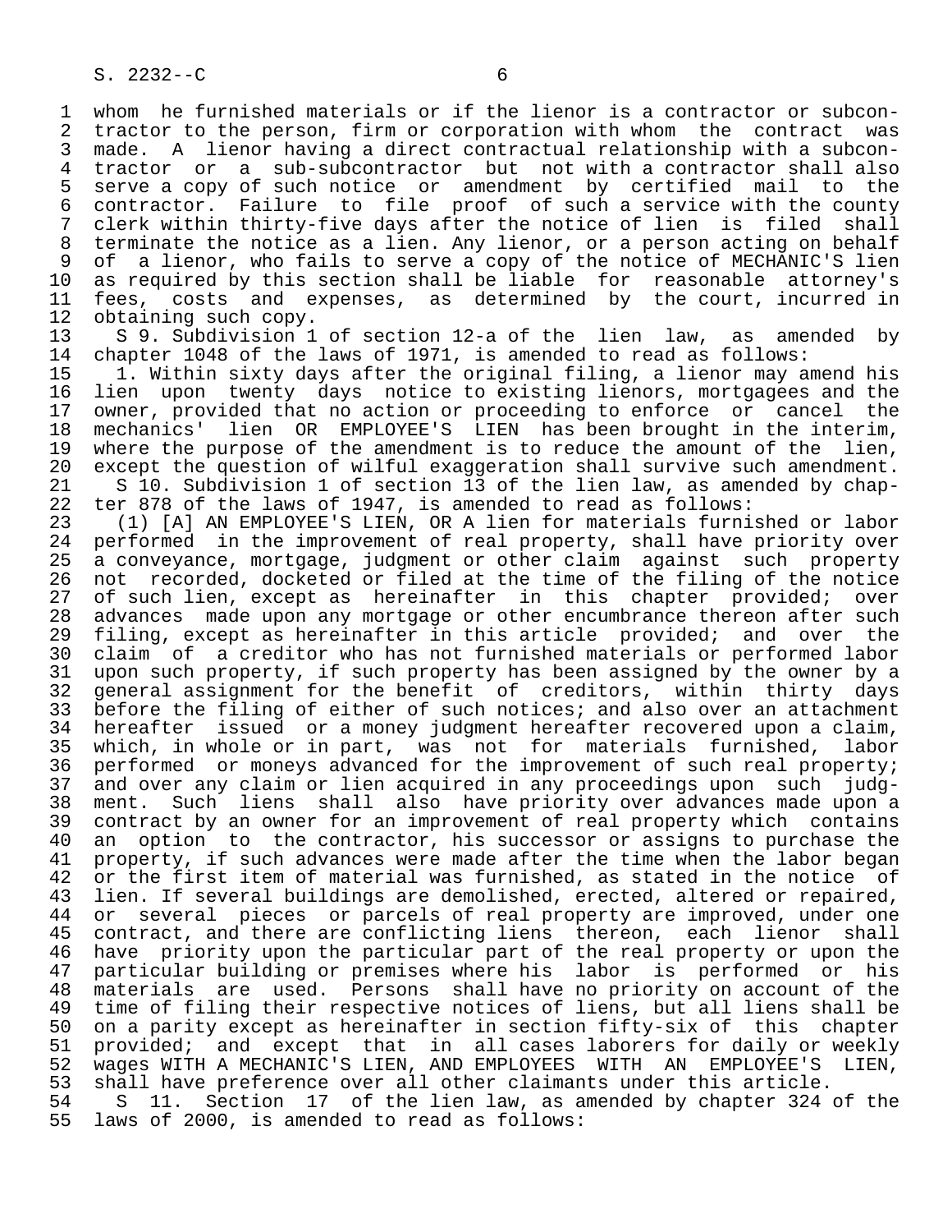whom he furnished materials or if the lienor is a contractor or subcontractor to the person, firm or corporation with whom the contract was made. A lienor having a direct contractual relationship with a subcontractor or a sub-subcontractor but not with a contractor shall also serve a copy of such notice or amendment by certified mail to the contractor. Failure to file proof of such a service with the county clerk within thirty-five days after the notice of lien is filed shall terminate the notice as a lien. Any lienor, or a person acting on behalf of a lienor, who fails to serve a copy of the notice of MECHANIC'S lien as required by this section shall be liable for reasonable attorney's fees, costs and expenses, as determined by the court, incurred in obtaining such copy.

S 9. Subdivision 1 of section 12-a of the lien law, as amended by chapter 1048 of the laws of 1971, is amended to read as follows:

1. Within sixty days after the original filing, a lienor may amend his lien upon twenty days notice to existing lienors, mortgagees and the owner, provided that no action or proceeding to enforce or cancel the mechanics' lien OR EMPLOYEE'S LIEN has been brought in the interim, where the purpose of the amendment is to reduce the amount of the lien, except the question of wilful exaggeration shall survive such amendment.

S 10. Subdivision 1 of section 13 of the lien law, as amended by chapter 878 of the laws of 1947, is amended to read as follows:

(1) [A] AN EMPLOYEE'S LIEN, OR A lien for materials furnished or labor performed in the improvement of real property, shall have priority over a conveyance, mortgage, judgment or other claim against such property not recorded, docketed or filed at the time of the filing of the notice of such lien, except as hereinafter in this chapter provided; over advances made upon any mortgage or other encumbrance thereon after such filing, except as hereinafter in this article provided; and over the claim of a creditor who has not furnished materials or performed labor upon such property, if such property has been assigned by the owner by a general assignment for the benefit of creditors, within thirty days before the filing of either of such notices; and also over an attachment hereafter issued or a money judgment hereafter recovered upon a claim, which, in whole or in part, was not for materials furnished, labor performed or moneys advanced for the improvement of such real property; and over any claim or lien acquired in any proceedings upon such judgment. Such liens shall also have priority over advances made upon a contract by an owner for an improvement of real property which contains an option to the contractor, his successor or assigns to purchase the property, if such advances were made after the time when the labor began or the first item of material was furnished, as stated in the notice of lien. If several buildings are demolished, erected, altered or repaired, or several pieces or parcels of real property are improved, under one contract, and there are conflicting liens thereon, each lienor shall have priority upon the particular part of the real property or upon the particular building or premises where his labor is performed or his materials are used. Persons shall have no priority on account of the time of filing their respective notices of liens, but all liens shall be on a parity except as hereinafter in section fifty-six of this chapter provided; and except that in all cases laborers for daily or weekly wages WITH A MECHANIC'S LIEN, AND EMPLOYEES WITH AN EMPLOYEE'S LIEN, shall have preference over all other claimants under this article.

S 11. Section 17 of the lien law, as amended by chapter 324 of the laws of 2000, is amended to read as follows: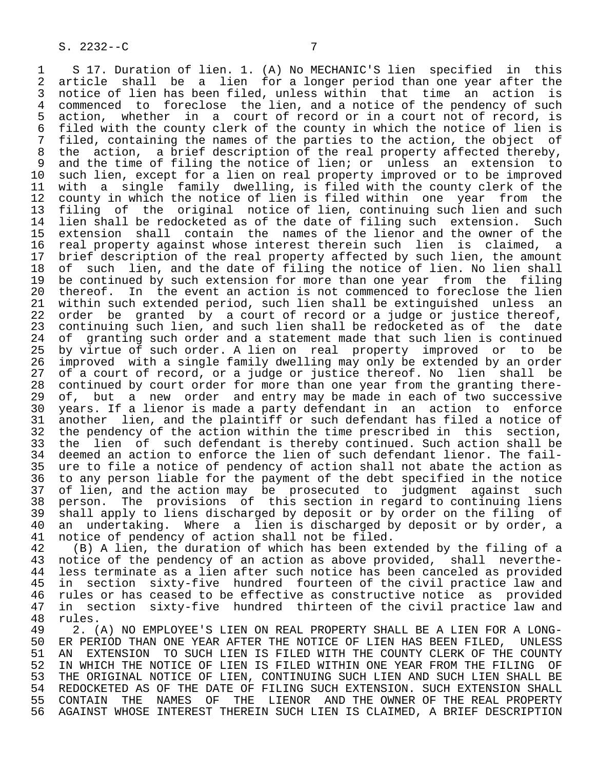S 17. Duration of lien. 1. (A) No MECHANIC'S lien specified in this article shall be a lien for a longer period than one year after the notice of lien has been filed, unless within that time an action is commenced to foreclose the lien, and a notice of the pendency of such action, whether in a court of record or in a court not of record, is filed with the county clerk of the county in which the notice of lien is filed, containing the names of the parties to the action, the object of the action, a brief description of the real property affected thereby, and the time of filing the notice of lien; or unless an extension to such lien, except for a lien on real property improved or to be improved with a single family dwelling, is filed with the county clerk of the county in which the notice of lien is filed within one year from the filing of the original notice of lien, continuing such lien and such lien shall be redocketed as of the date of filing such extension. Such extension shall contain the names of the lienor and the owner of the real property against whose interest therein such lien is claimed, a brief description of the real property affected by such lien, the amount of such lien, and the date of filing the notice of lien. No lien shall be continued by such extension for more than one year from the filing thereof. In the event an action is not commenced to foreclose the lien within such extended period, such lien shall be extinguished unless an order be granted by a court of record or a judge or justice thereof, continuing such lien, and such lien shall be redocketed as of the date of granting such order and a statement made that such lien is continued by virtue of such order. A lien on real property improved or to be improved with a single family dwelling may only be extended by an order of a court of record, or a judge or justice thereof. No lien shall be continued by court order for more than one year from the granting thereof, but a new order and entry may be made in each of two successive years. If a lienor is made a party defendant in an action to enforce another lien, and the plaintiff or such defendant has filed a notice of the pendency of the action within the time prescribed in this section, the lien of such defendant is thereby continued. Such action shall be deemed an action to enforce the lien of such defendant lienor. The failure to file a notice of pendency of action shall not abate the action as to any person liable for the payment of the debt specified in the notice of lien, and the action may be prosecuted to judgment against such person. The provisions of this section in regard to continuing liens shall apply to liens discharged by deposit or by order on the filing of an undertaking. Where a lien is discharged by deposit or by order, a notice of pendency of action shall not be filed.

(B) A lien, the duration of which has been extended by the filing of a notice of the pendency of an action as above provided, shall nevertheless terminate as a lien after such notice has been canceled as provided in section sixty-five hundred fourteen of the civil practice law and rules or has ceased to be effective as constructive notice as provided in section sixty-five hundred thirteen of the civil practice law and rules.

2. (A) NO EMPLOYEE'S LIEN ON REAL PROPERTY SHALL BE A LIEN FOR A LONGER PERIOD THAN ONE YEAR AFTER THE NOTICE OF LIEN HAS BEEN FILED, UNLESS AN EXTENSION TO SUCH LIEN IS FILED WITH THE COUNTY CLERK OF THE COUNTY IN WHICH THE NOTICE OF LIEN IS FILED WITHIN ONE YEAR FROM THE FILING OF THE ORIGINAL NOTICE OF LIEN, CONTINUING SUCH LIEN AND SUCH LIEN SHALL BE REDOCKETED AS OF THE DATE OF FILING SUCH EXTENSION. SUCH EXTENSION SHALL CONTAIN THE NAMES OF THE LIENOR AND THE OWNER OF THE REAL PROPERTY AGAINST WHOSE INTEREST THEREIN SUCH LIEN IS CLAIMED, A BRIEF DESCRIPTION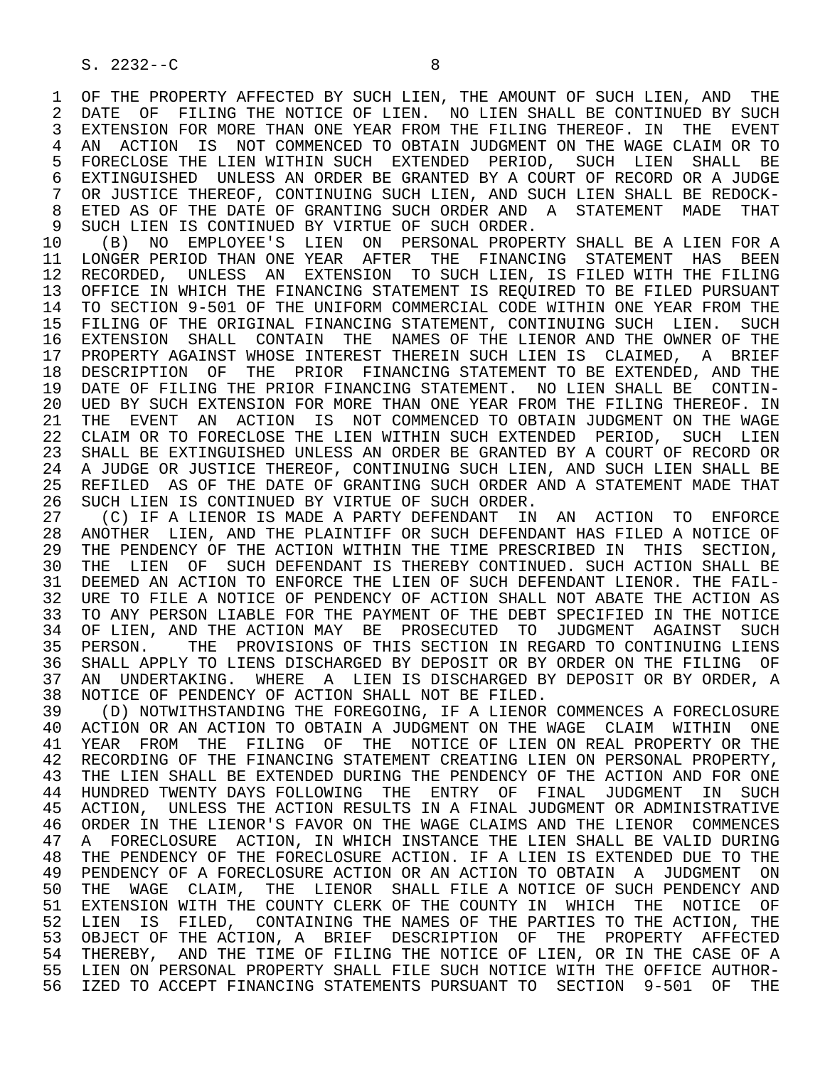OF THE PROPERTY AFFECTED BY SUCH LIEN, THE AMOUNT OF SUCH LIEN, AND THE DATE OF FILING THE NOTICE OF LIEN. NO LIEN SHALL BE CONTINUED BY SUCH EXTENSION FOR MORE THAN ONE YEAR FROM THE FILING THEREOF. IN THE EVENT AN ACTION IS NOT COMMENCED TO OBTAIN JUDGMENT ON THE WAGE CLAIM OR TO FORECLOSE THE LIEN WITHIN SUCH EXTENDED PERIOD, SUCH LIEN SHALL BE EXTINGUISHED UNLESS AN ORDER BE GRANTED BY A COURT OF RECORD OR A JUDGE OR JUSTICE THEREOF, CONTINUING SUCH LIEN, AND SUCH LIEN SHALL BE REDOCKETED AS OF THE DATE OF GRANTING SUCH ORDER AND A STATEMENT MADE THAT SUCH LIEN IS CONTINUED BY VIRTUE OF SUCH ORDER.

(B) NO EMPLOYEE'S LIEN ON PERSONAL PROPERTY SHALL BE A LIEN FOR A LONGER PERIOD THAN ONE YEAR AFTER THE FINANCING STATEMENT HAS BEEN RECORDED, UNLESS AN EXTENSION TO SUCH LIEN, IS FILED WITH THE FILING OFFICE IN WHICH THE FINANCING STATEMENT IS REQUIRED TO BE FILED PURSUANT TO SECTION 9-501 OF THE UNIFORM COMMERCIAL CODE WITHIN ONE YEAR FROM THE FILING OF THE ORIGINAL FINANCING STATEMENT, CONTINUING SUCH LIEN. SUCH EXTENSION SHALL CONTAIN THE NAMES OF THE LIENOR AND THE OWNER OF THE PROPERTY AGAINST WHOSE INTEREST THEREIN SUCH LIEN IS CLAIMED, A BRIEF DESCRIPTION OF THE PRIOR FINANCING STATEMENT TO BE EXTENDED, AND THE DATE OF FILING THE PRIOR FINANCING STATEMENT. NO LIEN SHALL BE CONTINUED BY SUCH EXTENSION FOR MORE THAN ONE YEAR FROM THE FILING THEREOF. IN THE EVENT AN ACTION IS NOT COMMENCED TO OBTAIN JUDGMENT ON THE WAGE CLAIM OR TO FORECLOSE THE LIEN WITHIN SUCH EXTENDED PERIOD, SUCH LIEN SHALL BE EXTINGUISHED UNLESS AN ORDER BE GRANTED BY A COURT OF RECORD OR A JUDGE OR JUSTICE THEREOF, CONTINUING SUCH LIEN, AND SUCH LIEN SHALL BE REFILED AS OF THE DATE OF GRANTING SUCH ORDER AND A STATEMENT MADE THAT SUCH LIEN IS CONTINUED BY VIRTUE OF SUCH ORDER.

(C) IF A LIENOR IS MADE A PARTY DEFENDANT IN AN ACTION TO ENFORCE ANOTHER LIEN, AND THE PLAINTIFF OR SUCH DEFENDANT HAS FILED A NOTICE OF THE PENDENCY OF THE ACTION WITHIN THE TIME PRESCRIBED IN THIS SECTION, THE LIEN OF SUCH DEFENDANT IS THEREBY CONTINUED. SUCH ACTION SHALL BE DEEMED AN ACTION TO ENFORCE THE LIEN OF SUCH DEFENDANT LIENOR. THE FAILURE TO FILE A NOTICE OF PENDENCY OF ACTION SHALL NOT ABATE THE ACTION AS TO ANY PERSON LIABLE FOR THE PAYMENT OF THE DEBT SPECIFIED IN THE NOTICE OF LIEN, AND THE ACTION MAY BE PROSECUTED TO JUDGMENT AGAINST SUCH PERSON. THE PROVISIONS OF THIS SECTION IN REGARD TO CONTINUING LIENS SHALL APPLY TO LIENS DISCHARGED BY DEPOSIT OR BY ORDER ON THE FILING OF AN UNDERTAKING. WHERE A LIEN IS DISCHARGED BY DEPOSIT OR BY ORDER, A NOTICE OF PENDENCY OF ACTION SHALL NOT BE FILED.

(D) NOTWITHSTANDING THE FOREGOING, IF A LIENOR COMMENCES A FORECLOSURE ACTION OR AN ACTION TO OBTAIN A JUDGMENT ON THE WAGE CLAIM WITHIN ONE YEAR FROM THE FILING OF THE NOTICE OF LIEN ON REAL PROPERTY OR THE RECORDING OF THE FINANCING STATEMENT CREATING LIEN ON PERSONAL PROPERTY, THE LIEN SHALL BE EXTENDED DURING THE PENDENCY OF THE ACTION AND FOR ONE HUNDRED TWENTY DAYS FOLLOWING THE ENTRY OF FINAL JUDGMENT IN SUCH ACTION, UNLESS THE ACTION RESULTS IN A FINAL JUDGMENT OR ADMINISTRATIVE ORDER IN THE LIENOR'S FAVOR ON THE WAGE CLAIMS AND THE LIENOR COMMENCES A FORECLOSURE ACTION, IN WHICH INSTANCE THE LIEN SHALL BE VALID DURING THE PENDENCY OF THE FORECLOSURE ACTION. IF A LIEN IS EXTENDED DUE TO THE PENDENCY OF A FORECLOSURE ACTION OR AN ACTION TO OBTAIN A JUDGMENT ON THE WAGE CLAIM, THE LIENOR SHALL FILE A NOTICE OF SUCH PENDENCY AND EXTENSION WITH THE COUNTY CLERK OF THE COUNTY IN WHICH THE NOTICE OF LIEN IS FILED, CONTAINING THE NAMES OF THE PARTIES TO THE ACTION, THE OBJECT OF THE ACTION, A BRIEF DESCRIPTION OF THE PROPERTY AFFECTED THEREBY, AND THE TIME OF FILING THE NOTICE OF LIEN, OR IN THE CASE OF A LIEN ON PERSONAL PROPERTY SHALL FILE SUCH NOTICE WITH THE OFFICE AUTHORIZED TO ACCEPT FINANCING STATEMENTS PURSUANT TO SECTION 9-501 OF THE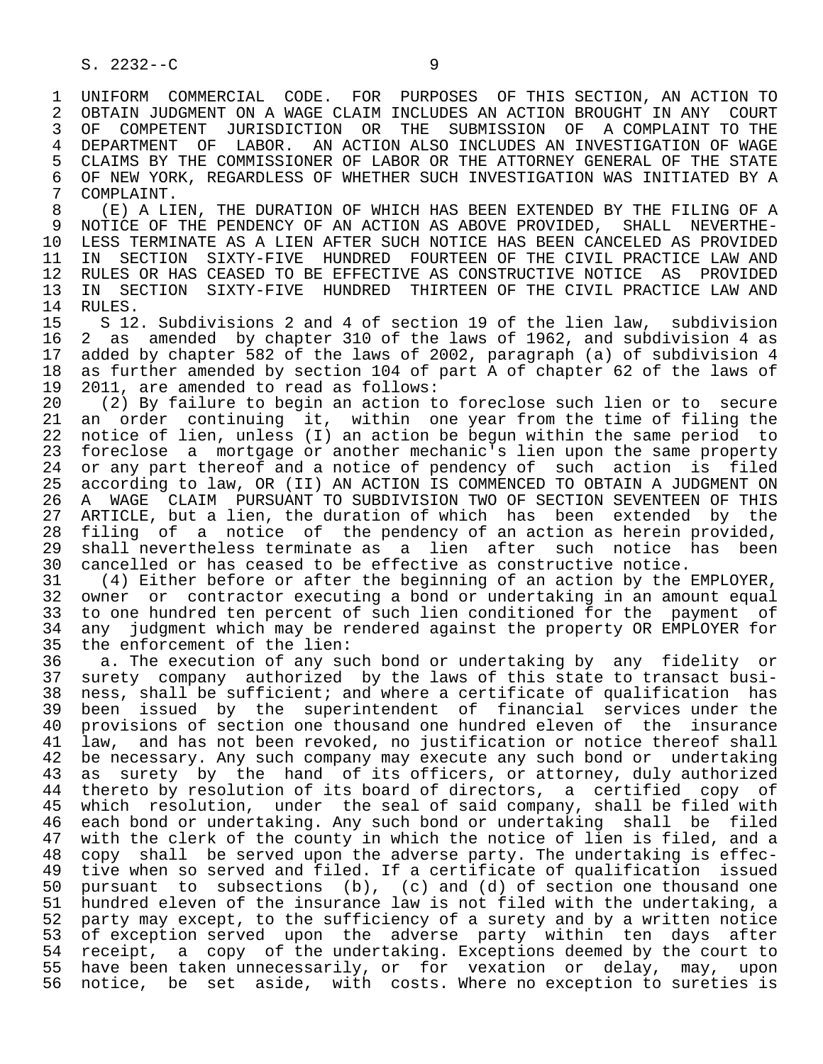UNIFORM COMMERCIAL CODE. FOR PURPOSES OF THIS SECTION, AN ACTION TO OBTAIN JUDGMENT ON A WAGE CLAIM INCLUDES AN ACTION BROUGHT IN ANY COURT OF COMPETENT JURISDICTION OR THE SUBMISSION OF A COMPLAINT TO THE DEPARTMENT OF LABOR. AN ACTION ALSO INCLUDES AN INVESTIGATION OF WAGE CLAIMS BY THE COMMISSIONER OF LABOR OR THE ATTORNEY GENERAL OF THE STATE OF NEW YORK, REGARDLESS OF WHETHER SUCH INVESTIGATION WAS INITIATED BY A COMPLAINT.

(E) A LIEN, THE DURATION OF WHICH HAS BEEN EXTENDED BY THE FILING OF A NOTICE OF THE PENDENCY OF AN ACTION AS ABOVE PROVIDED, SHALL NEVERTHELESS TERMINATE AS A LIEN AFTER SUCH NOTICE HAS BEEN CANCELED AS PROVIDED IN SECTION SIXTY-FIVE HUNDRED FOURTEEN OF THE CIVIL PRACTICE LAW AND RULES OR HAS CEASED TO BE EFFECTIVE AS CONSTRUCTIVE NOTICE AS PROVIDED IN SECTION SIXTY-FIVE HUNDRED THIRTEEN OF THE CIVIL PRACTICE LAW AND RULES.

S 12. Subdivisions 2 and 4 of section 19 of the lien law, subdivision 2 as amended by chapter 310 of the laws of 1962, and subdivision 4 as added by chapter 582 of the laws of 2002, paragraph (a) of subdivision 4 as further amended by section 104 of part A of chapter 62 of the laws of 2011, are amended to read as follows:

(2) By failure to begin an action to foreclose such lien or to secure an order continuing it, within one year from the time of filing the notice of lien, unless (I) an action be begun within the same period to foreclose a mortgage or another mechanic's lien upon the same property or any part thereof and a notice of pendency of such action is filed according to law, OR (II) AN ACTION IS COMMENCED TO OBTAIN A JUDGMENT ON A WAGE CLAIM PURSUANT TO SUBDIVISION TWO OF SECTION SEVENTEEN OF THIS ARTICLE, but a lien, the duration of which has been extended by the filing of a notice of the pendency of an action as herein provided, shall nevertheless terminate as a lien after such notice has been cancelled or has ceased to be effective as constructive notice.

(4) Either before or after the beginning of an action by the EMPLOYER, owner or contractor executing a bond or undertaking in an amount equal to one hundred ten percent of such lien conditioned for the payment of any judgment which may be rendered against the property OR EMPLOYER for the enforcement of the lien:

a. The execution of any such bond or undertaking by any fidelity or surety company authorized by the laws of this state to transact business, shall be sufficient; and where a certificate of qualification has been issued by the superintendent of financial services under the provisions of section one thousand one hundred eleven of the insurance law, and has not been revoked, no justification or notice thereof shall be necessary. Any such company may execute any such bond or undertaking as surety by the hand of its officers, or attorney, duly authorized thereto by resolution of its board of directors, a certified copy of which resolution, under the seal of said company, shall be filed with each bond or undertaking. Any such bond or undertaking shall be filed with the clerk of the county in which the notice of lien is filed, and a copy shall be served upon the adverse party. The undertaking is effective when so served and filed. If a certificate of qualification issued pursuant to subsections (b), (c) and (d) of section one thousand one hundred eleven of the insurance law is not filed with the undertaking, a party may except, to the sufficiency of a surety and by a written notice of exception served upon the adverse party within ten days after receipt, a copy of the undertaking. Exceptions deemed by the court to have been taken unnecessarily, or for vexation or delay, may, upon notice, be set aside, with costs. Where no exception to sureties is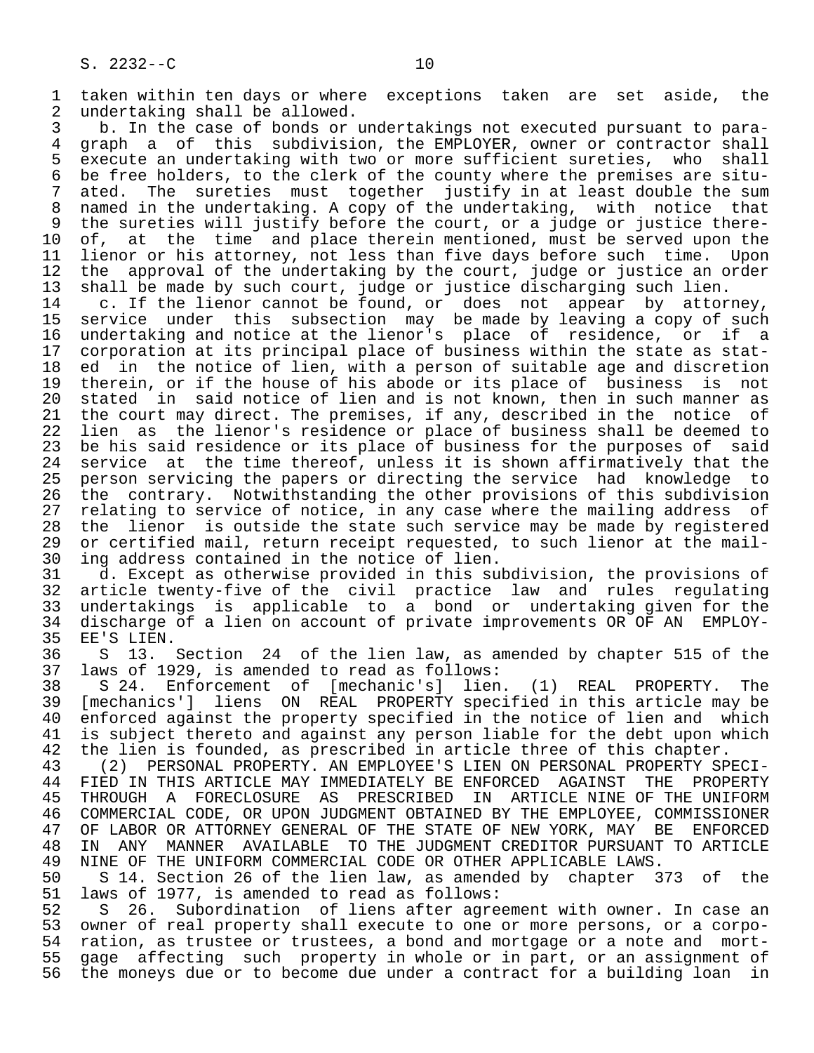taken within ten days or where exceptions taken are set aside, the undertaking shall be allowed.

b. In the case of bonds or undertakings not executed pursuant to paragraph a of this subdivision, the EMPLOYER, owner or contractor shall execute an undertaking with two or more sufficient sureties, who shall be free holders, to the clerk of the county where the premises are situated. The sureties must together justify in at least double the sum named in the undertaking. A copy of the undertaking, with notice that the sureties will justify before the court, or a judge or justice thereof, at the time and place therein mentioned, must be served upon the lienor or his attorney, not less than five days before such time. Upon the approval of the undertaking by the court, judge or justice an order shall be made by such court, judge or justice discharging such lien.

c. If the lienor cannot be found, or does not appear by attorney, service under this subsection may be made by leaving a copy of such undertaking and notice at the lienor's place of residence, or if a corporation at its principal place of business within the state as stated in the notice of lien, with a person of suitable age and discretion therein, or if the house of his abode or its place of business is not stated in said notice of lien and is not known, then in such manner as the court may direct. The premises, if any, described in the notice of lien as the lienor's residence or place of business shall be deemed to be his said residence or its place of business for the purposes of said service at the time thereof, unless it is shown affirmatively that the person servicing the papers or directing the service had knowledge to the contrary. Notwithstanding the other provisions of this subdivision relating to service of notice, in any case where the mailing address of the lienor is outside the state such service may be made by registered or certified mail, return receipt requested, to such lienor at the mailing address contained in the notice of lien.

d. Except as otherwise provided in this subdivision, the provisions of article twenty-five of the civil practice law and rules regulating undertakings is applicable to a bond or undertaking given for the discharge of a lien on account of private improvements OR OF AN EMPLOYEE'S LIEN.

S 13. Section 24 of the lien law, as amended by chapter 515 of the laws of 1929, is amended to read as follows:

S 24. Enforcement of [mechanic's] lien. (1) REAL PROPERTY. The [mechanics'] liens ON REAL PROPERTY specified in this article may be enforced against the property specified in the notice of lien and which is subject thereto and against any person liable for the debt upon which the lien is founded, as prescribed in article three of this chapter.

(2) PERSONAL PROPERTY. AN EMPLOYEE'S LIEN ON PERSONAL PROPERTY SPECIFIED IN THIS ARTICLE MAY IMMEDIATELY BE ENFORCED AGAINST THE PROPERTY THROUGH A FORECLOSURE AS PRESCRIBED IN ARTICLE NINE OF THE UNIFORM COMMERCIAL CODE, OR UPON JUDGMENT OBTAINED BY THE EMPLOYEE, COMMISSIONER OF LABOR OR ATTORNEY GENERAL OF THE STATE OF NEW YORK, MAY BE ENFORCED IN ANY MANNER AVAILABLE TO THE JUDGMENT CREDITOR PURSUANT TO ARTICLE NINE OF THE UNIFORM COMMERCIAL CODE OR OTHER APPLICABLE LAWS.

S 14. Section 26 of the lien law, as amended by chapter 373 of the laws of 1977, is amended to read as follows:

S 26. Subordination of liens after agreement with owner. In case an owner of real property shall execute to one or more persons, or a corporation, as trustee or trustees, a bond and mortgage or a note and mortgage affecting such property in whole or in part, or an assignment of the moneys due or to become due under a contract for a building loan in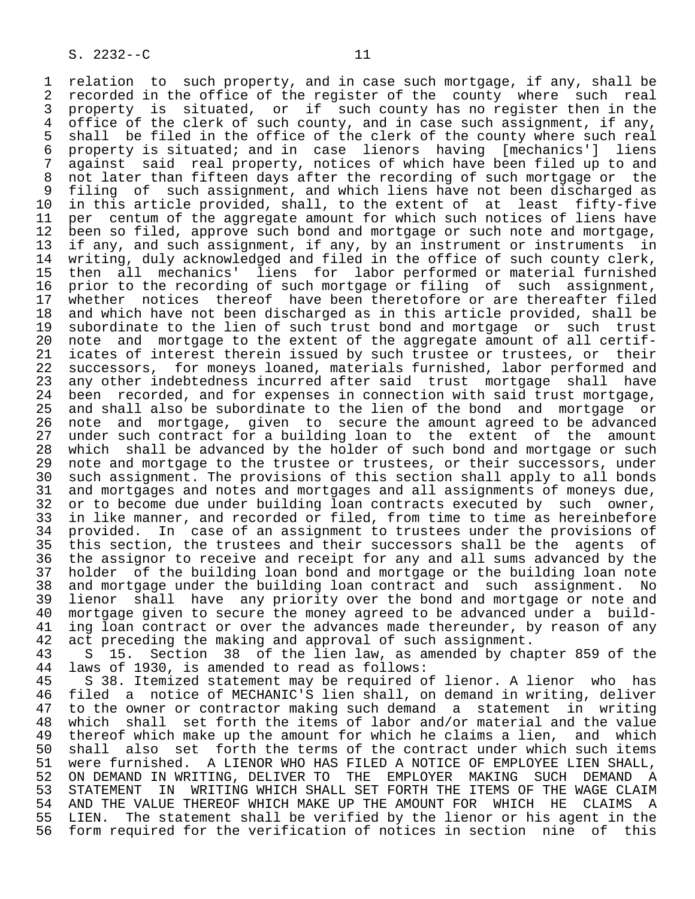relation to such property, and in case such mortgage, if any, shall be recorded in the office of the register of the county where such real property is situated, or if such county has no register then in the office of the clerk of such county, and in case such assignment, if any, shall be filed in the office of the clerk of the county where such real property is situated; and in case lienors having [mechanics'] liens against said real property, notices of which have been filed up to and not later than fifteen days after the recording of such mortgage or the filing of such assignment, and which liens have not been discharged as in this article provided, shall, to the extent of at least fifty-five per centum of the aggregate amount for which such notices of liens have been so filed, approve such bond and mortgage or such note and mortgage, if any, and such assignment, if any, by an instrument or instruments in writing, duly acknowledged and filed in the office of such county clerk, then all mechanics' liens for labor performed or material furnished prior to the recording of such mortgage or filing of such assignment, whether notices thereof have been theretofore or are thereafter filed and which have not been discharged as in this article provided, shall be subordinate to the lien of such trust bond and mortgage or such trust note and mortgage to the extent of the aggregate amount of all certificates of interest therein issued by such trustee or trustees, or their successors, for moneys loaned, materials furnished, labor performed and any other indebtedness incurred after said trust mortgage shall have been recorded, and for expenses in connection with said trust mortgage, and shall also be subordinate to the lien of the bond and mortgage or note and mortgage, given to secure the amount agreed to be advanced under such contract for a building loan to the extent of the amount which shall be advanced by the holder of such bond and mortgage or such note and mortgage to the trustee or trustees, or their successors, under such assignment. The provisions of this section shall apply to all bonds and mortgages and notes and mortgages and all assignments of moneys due, or to become due under building loan contracts executed by such owner, in like manner, and recorded or filed, from time to time as hereinbefore provided. In case of an assignment to trustees under the provisions of this section, the trustees and their successors shall be the agents of the assignor to receive and receipt for any and all sums advanced by the holder of the building loan bond and mortgage or the building loan note and mortgage under the building loan contract and such assignment. No lienor shall have any priority over the bond and mortgage or note and mortgage given to secure the money agreed to be advanced under a building loan contract or over the advances made thereunder, by reason of any act preceding the making and approval of such assignment.

S 15. Section 38 of the lien law, as amended by chapter 859 of the laws of 1930, is amended to read as follows:

S 38. Itemized statement may be required of lienor. A lienor who has filed a notice of MECHANIC'S lien shall, on demand in writing, deliver to the owner or contractor making such demand a statement in writing which shall set forth the items of labor and/or material and the value thereof which make up the amount for which he claims a lien, and which shall also set forth the terms of the contract under which such items were furnished. A LIENOR WHO HAS FILED A NOTICE OF EMPLOYEE LIEN SHALL, ON DEMAND IN WRITING, DELIVER TO THE EMPLOYER MAKING SUCH DEMAND A STATEMENT IN WRITING WHICH SHALL SET FORTH THE ITEMS OF THE WAGE CLAIM AND THE VALUE THEREOF WHICH MAKE UP THE AMOUNT FOR WHICH HE CLAIMS A LIEN. The statement shall be verified by the lienor or his agent in the form required for the verification of notices in section nine of this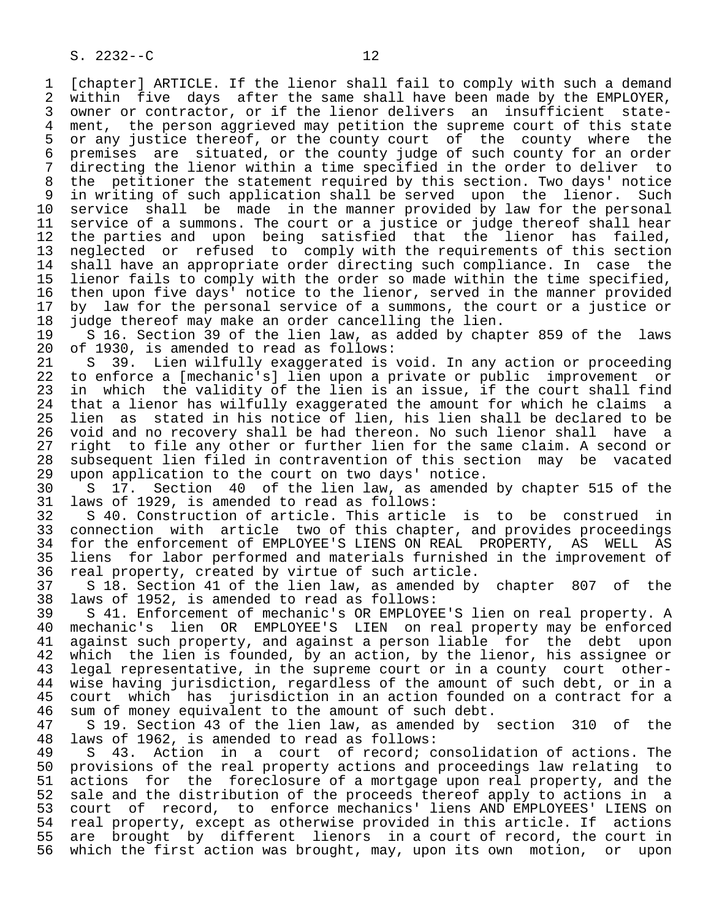[chapter] ARTICLE. If the lienor shall fail to comply with such a demand within five days after the same shall have been made by the EMPLOYER, owner or contractor, or if the lienor delivers an insufficient statement, the person aggrieved may petition the supreme court of this state or any justice thereof, or the county court of the county where the premises are situated, or the county judge of such county for an order directing the lienor within a time specified in the order to deliver to the petitioner the statement required by this section. Two days' notice in writing of such application shall be served upon the lienor. Such service shall be made in the manner provided by law for the personal service of a summons. The court or a justice or judge thereof shall hear the parties and upon being satisfied that the lienor has failed, neglected or refused to comply with the requirements of this section shall have an appropriate order directing such compliance. In case the lienor fails to comply with the order so made within the time specified, then upon five days' notice to the lienor, served in the manner provided by law for the personal service of a summons, the court or a justice or judge thereof may make an order cancelling the lien.

S 16. Section 39 of the lien law, as added by chapter 859 of the laws of 1930, is amended to read as follows:

S 39. Lien wilfully exaggerated is void. In any action or proceeding to enforce a [mechanic's] lien upon a private or public improvement or in which the validity of the lien is an issue, if the court shall find that a lienor has wilfully exaggerated the amount for which he claims a lien as stated in his notice of lien, his lien shall be declared to be void and no recovery shall be had thereon. No such lienor shall have a right to file any other or further lien for the same claim. A second or subsequent lien filed in contravention of this section may be vacated upon application to the court on two days' notice.

S 17. Section 40 of the lien law, as amended by chapter 515 of the laws of 1929, is amended to read as follows:

S 40. Construction of article. This article is to be construed in connection with article two of this chapter, and provides proceedings for the enforcement of EMPLOYEE'S LIENS ON REAL PROPERTY, AS WELL AS liens for labor performed and materials furnished in the improvement of real property, created by virtue of such article.

S 18. Section 41 of the lien law, as amended by chapter 807 of the laws of 1952, is amended to read as follows:

S 41. Enforcement of mechanic's OR EMPLOYEE'S lien on real property. A mechanic's lien OR EMPLOYEE'S LIEN on real property may be enforced against such property, and against a person liable for the debt upon which the lien is founded, by an action, by the lienor, his assignee or legal representative, in the supreme court or in a county court otherwise having jurisdiction, regardless of the amount of such debt, or in a court which has jurisdiction in an action founded on a contract for a sum of money equivalent to the amount of such debt.

S 19. Section 43 of the lien law, as amended by section 310 of the laws of 1962, is amended to read as follows:

S 43. Action in a court of record; consolidation of actions. The provisions of the real property actions and proceedings law relating to actions for the foreclosure of a mortgage upon real property, and the sale and the distribution of the proceeds thereof apply to actions in a court of record, to enforce mechanics' liens AND EMPLOYEES' LIENS on real property, except as otherwise provided in this article. If actions are brought by different lienors in a court of record, the court in which the first action was brought, may, upon its own motion, or upon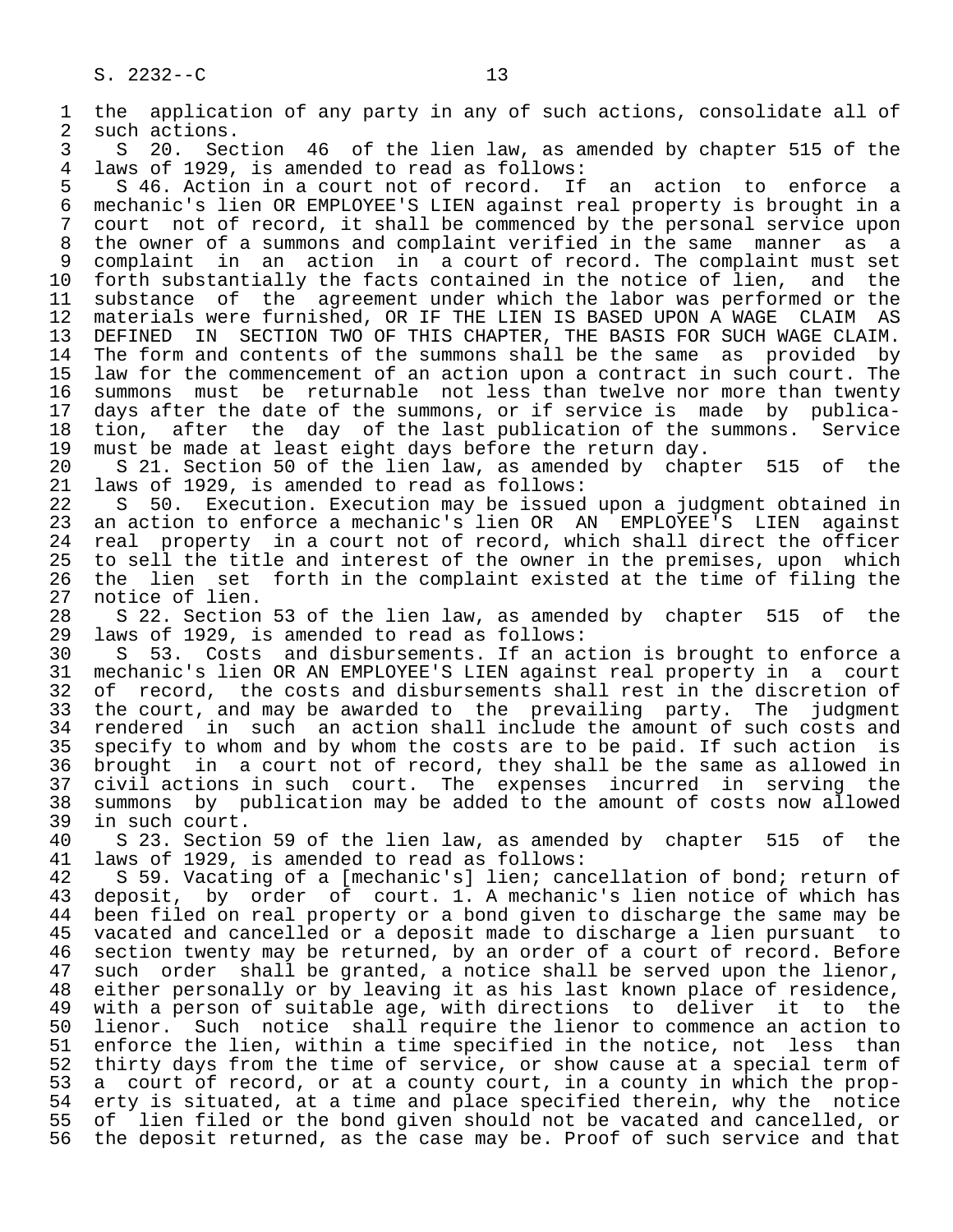the application of any party in any of such actions, consolidate all of such actions.

S 20. Section 46 of the lien law, as amended by chapter 515 of the laws of 1929, is amended to read as follows:

S 46. Action in a court not of record. If an action to enforce a mechanic's lien OR EMPLOYEE'S LIEN against real property is brought in a court not of record, it shall be commenced by the personal service upon the owner of a summons and complaint verified in the same manner as a complaint in an action in a court of record. The complaint must set forth substantially the facts contained in the notice of lien, and the substance of the agreement under which the labor was performed or the materials were furnished, OR IF THE LIEN IS BASED UPON A WAGE CLAIM AS DEFINED IN SECTION TWO OF THIS CHAPTER, THE BASIS FOR SUCH WAGE CLAIM. The form and contents of the summons shall be the same as provided by law for the commencement of an action upon a contract in such court. The summons must be returnable not less than twelve nor more than twenty days after the date of the summons, or if service is made by publication, after the day of the last publication of the summons. Service must be made at least eight days before the return day.

S 21. Section 50 of the lien law, as amended by chapter 515 of the laws of 1929, is amended to read as follows:

S 50. Execution. Execution may be issued upon a judgment obtained in an action to enforce a mechanic's lien OR AN EMPLOYEE'S LIEN against real property in a court not of record, which shall direct the officer to sell the title and interest of the owner in the premises, upon which the lien set forth in the complaint existed at the time of filing the notice of lien.

S 22. Section 53 of the lien law, as amended by chapter 515 of the laws of 1929, is amended to read as follows:

S 53. Costs and disbursements. If an action is brought to enforce a mechanic's lien OR AN EMPLOYEE'S LIEN against real property in a court of record, the costs and disbursements shall rest in the discretion of the court, and may be awarded to the prevailing party. The judgment rendered in such an action shall include the amount of such costs and specify to whom and by whom the costs are to be paid. If such action is brought in a court not of record, they shall be the same as allowed in civil actions in such court. The expenses incurred in serving the summons by publication may be added to the amount of costs now allowed in such court.

S 23. Section 59 of the lien law, as amended by chapter 515 of the laws of 1929, is amended to read as follows:

S 59. Vacating of a [mechanic's] lien; cancellation of bond; return of deposit, by order of court. 1. A mechanic's lien notice of which has been filed on real property or a bond given to discharge the same may be vacated and cancelled or a deposit made to discharge a lien pursuant to section twenty may be returned, by an order of a court of record. Before such order shall be granted, a notice shall be served upon the lienor, either personally or by leaving it as his last known place of residence, with a person of suitable age, with directions to deliver it to the lienor. Such notice shall require the lienor to commence an action to enforce the lien, within a time specified in the notice, not less than thirty days from the time of service, or show cause at a special term of a court of record, or at a county court, in a county in which the property is situated, at a time and place specified therein, why the notice of lien filed or the bond given should not be vacated and cancelled, or the deposit returned, as the case may be. Proof of such service and that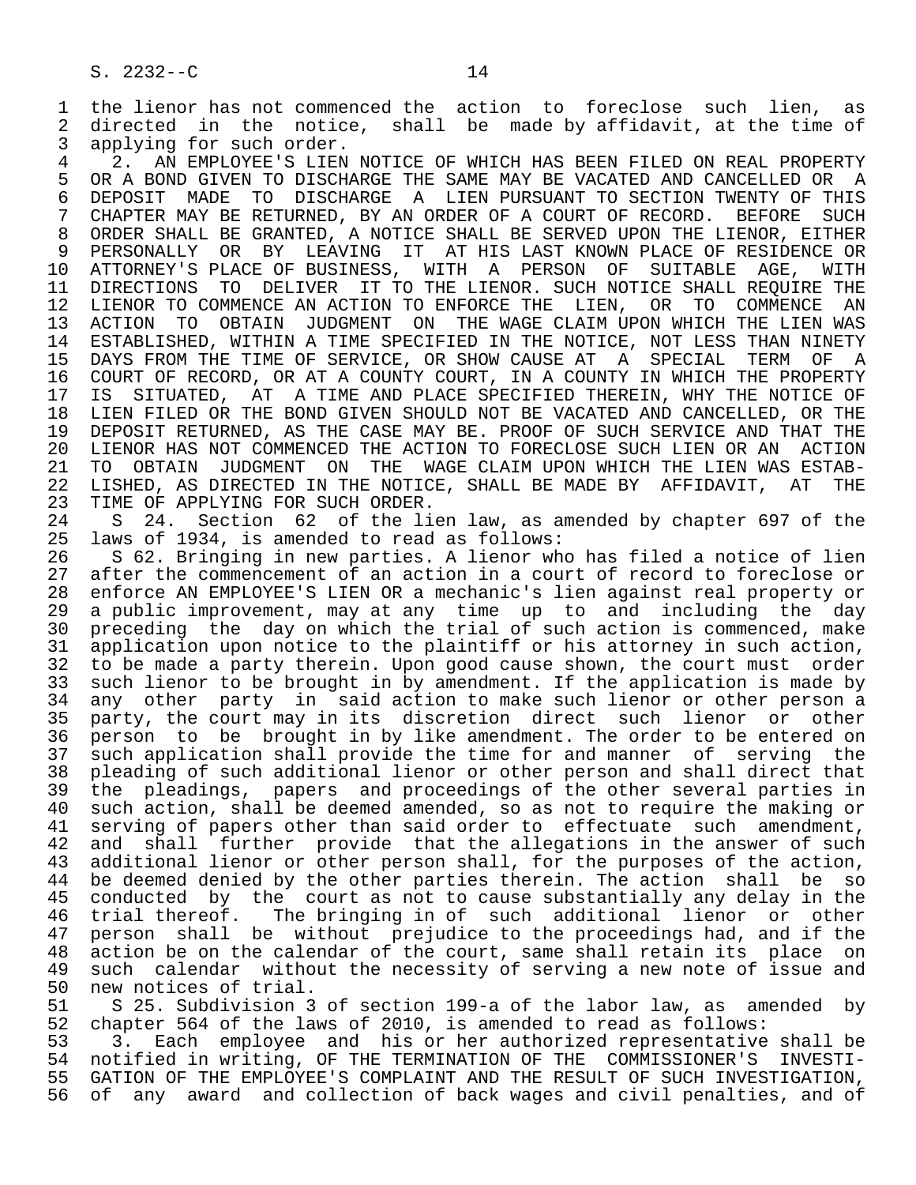the lienor has not commenced the action to foreclose such lien, as directed in the notice, shall be made by affidavit, at the time of applying for such order.

2. AN EMPLOYEE'S LIEN NOTICE OF WHICH HAS BEEN FILED ON REAL PROPERTY OR A BOND GIVEN TO DISCHARGE THE SAME MAY BE VACATED AND CANCELLED OR A DEPOSIT MADE TO DISCHARGE A LIEN PURSUANT TO SECTION TWENTY OF THIS CHAPTER MAY BE RETURNED, BY AN ORDER OF A COURT OF RECORD. BEFORE SUCH ORDER SHALL BE GRANTED, A NOTICE SHALL BE SERVED UPON THE LIENOR, EITHER PERSONALLY OR BY LEAVING IT AT HIS LAST KNOWN PLACE OF RESIDENCE OR ATTORNEY'S PLACE OF BUSINESS, WITH A PERSON OF SUITABLE AGE, WITH DIRECTIONS TO DELIVER IT TO THE LIENOR. SUCH NOTICE SHALL REQUIRE THE LIENOR TO COMMENCE AN ACTION TO ENFORCE THE LIEN, OR TO COMMENCE AN ACTION TO OBTAIN JUDGMENT ON THE WAGE CLAIM UPON WHICH THE LIEN WAS ESTABLISHED, WITHIN A TIME SPECIFIED IN THE NOTICE, NOT LESS THAN NINETY DAYS FROM THE TIME OF SERVICE, OR SHOW CAUSE AT A SPECIAL TERM OF A COURT OF RECORD, OR AT A COUNTY COURT, IN A COUNTY IN WHICH THE PROPERTY IS SITUATED, AT A TIME AND PLACE SPECIFIED THEREIN, WHY THE NOTICE OF LIEN FILED OR THE BOND GIVEN SHOULD NOT BE VACATED AND CANCELLED, OR THE DEPOSIT RETURNED, AS THE CASE MAY BE. PROOF OF SUCH SERVICE AND THAT THE LIENOR HAS NOT COMMENCED THE ACTION TO FORECLOSE SUCH LIEN OR AN ACTION TO OBTAIN JUDGMENT ON THE WAGE CLAIM UPON WHICH THE LIEN WAS ESTABLISHED, AS DIRECTED IN THE NOTICE, SHALL BE MADE BY AFFIDAVIT, AT THE TIME OF APPLYING FOR SUCH ORDER.

S 24. Section 62 of the lien law, as amended by chapter 697 of the laws of 1934, is amended to read as follows:

S 62. Bringing in new parties. A lienor who has filed a notice of lien after the commencement of an action in a court of record to foreclose or enforce AN EMPLOYEE'S LIEN OR a mechanic's lien against real property or a public improvement, may at any time up to and including the day preceding the day on which the trial of such action is commenced, make application upon notice to the plaintiff or his attorney in such action, to be made a party therein. Upon good cause shown, the court must order such lienor to be brought in by amendment. If the application is made by any other party in said action to make such lienor or other person a party, the court may in its discretion direct such lienor or other person to be brought in by like amendment. The order to be entered on such application shall provide the time for and manner of serving the pleading of such additional lienor or other person and shall direct that the pleadings, papers and proceedings of the other several parties in such action, shall be deemed amended, so as not to require the making or serving of papers other than said order to effectuate such amendment, and shall further provide that the allegations in the answer of such additional lienor or other person shall, for the purposes of the action, be deemed denied by the other parties therein. The action shall be so conducted by the court as not to cause substantially any delay in the trial thereof. The bringing in of such additional lienor or other person shall be without prejudice to the proceedings had, and if the action be on the calendar of the court, same shall retain its place on such calendar without the necessity of serving a new note of issue and new notices of trial.

S 25. Subdivision 3 of section 199-a of the labor law, as amended by chapter 564 of the laws of 2010, is amended to read as follows:

3. Each employee and his or her authorized representative shall be notified in writing, OF THE TERMINATION OF THE COMMISSIONER'S INVESTIGATION OF THE EMPLOYEE'S COMPLAINT AND THE RESULT OF SUCH INVESTIGATION, of any award and collection of back wages and civil penalties, and of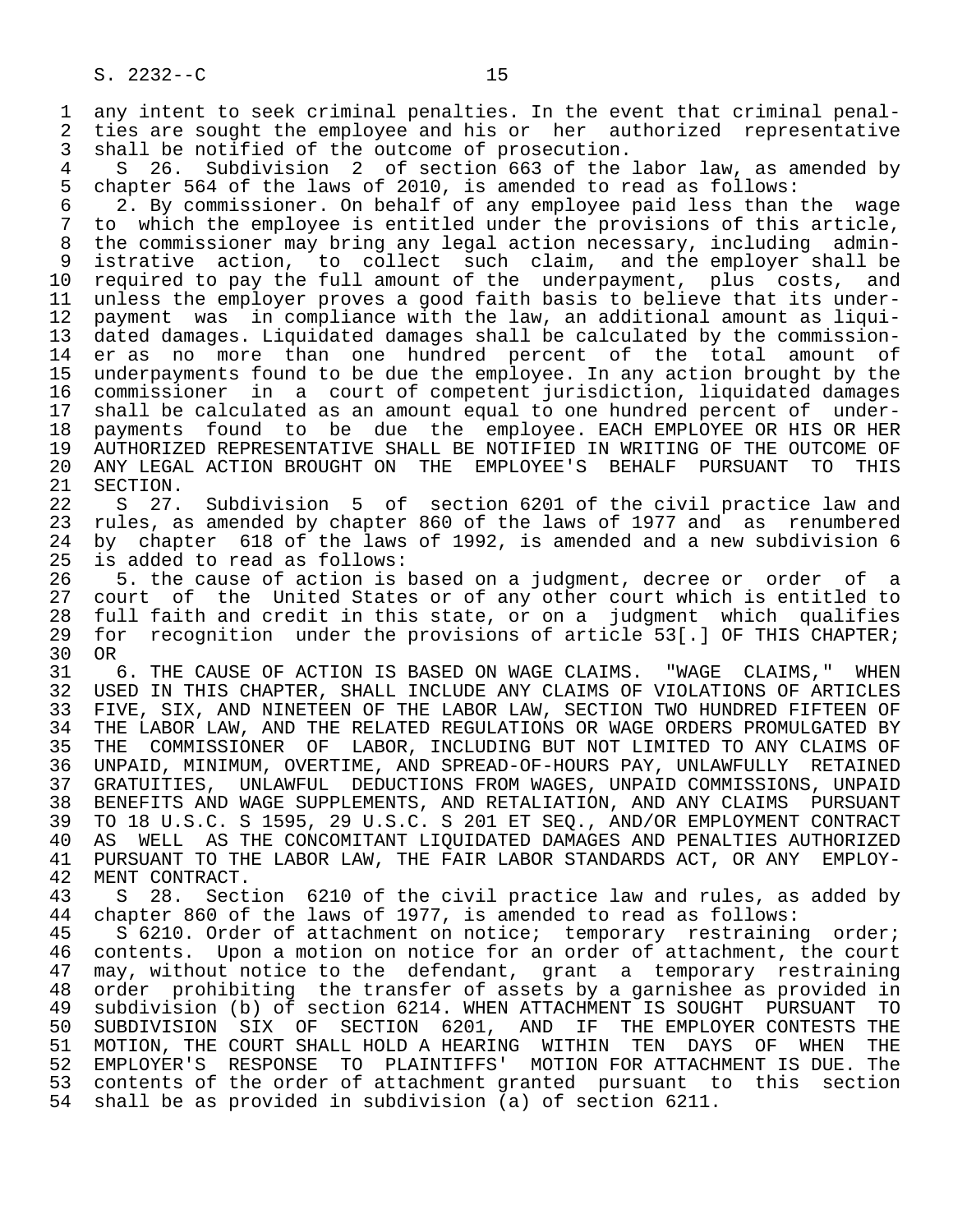any intent to seek criminal penalties. In the event that criminal penalties are sought the employee and his or her authorized representative shall be notified of the outcome of prosecution.

S 26. Subdivision 2 of section 663 of the labor law, as amended by chapter 564 of the laws of 2010, is amended to read as follows:

2. By commissioner. On behalf of any employee paid less than the wage to which the employee is entitled under the provisions of this article, the commissioner may bring any legal action necessary, including administrative action, to collect such claim, and the employer shall be required to pay the full amount of the underpayment, plus costs, and unless the employer proves a good faith basis to believe that its underpayment was in compliance with the law, an additional amount as liquidated damages. Liquidated damages shall be calculated by the commissioner as no more than one hundred percent of the total amount of underpayments found to be due the employee. In any action brought by the commissioner in a court of competent jurisdiction, liquidated damages shall be calculated as an amount equal to one hundred percent of underpayments found to be due the employee. EACH EMPLOYEE OR HIS OR HER AUTHORIZED REPRESENTATIVE SHALL BE NOTIFIED IN WRITING OF THE OUTCOME OF ANY LEGAL ACTION BROUGHT ON THE EMPLOYEE'S BEHALF PURSUANT TO THIS SECTION.

S 27. Subdivision 5 of section 6201 of the civil practice law and rules, as amended by chapter 860 of the laws of 1977 and as renumbered by chapter 618 of the laws of 1992, is amended and a new subdivision 6 is added to read as follows:

5. the cause of action is based on a judgment, decree or order of a court of the United States or of any other court which is entitled to full faith and credit in this state, or on a judgment which qualifies for recognition under the provisions of article 53[.] OF THIS CHAPTER; OR

6. THE CAUSE OF ACTION IS BASED ON WAGE CLAIMS. "WAGE CLAIMS," WHEN USED IN THIS CHAPTER, SHALL INCLUDE ANY CLAIMS OF VIOLATIONS OF ARTICLES FIVE, SIX, AND NINETEEN OF THE LABOR LAW, SECTION TWO HUNDRED FIFTEEN OF THE LABOR LAW, AND THE RELATED REGULATIONS OR WAGE ORDERS PROMULGATED BY THE COMMISSIONER OF LABOR, INCLUDING BUT NOT LIMITED TO ANY CLAIMS OF UNPAID, MINIMUM, OVERTIME, AND SPREAD-OF-HOURS PAY, UNLAWFULLY RETAINED GRATUITIES, UNLAWFUL DEDUCTIONS FROM WAGES, UNPAID COMMISSIONS, UNPAID BENEFITS AND WAGE SUPPLEMENTS, AND RETALIATION, AND ANY CLAIMS PURSUANT TO 18 U.S.C. S 1595, 29 U.S.C. S 201 ET SEQ., AND/OR EMPLOYMENT CONTRACT AS WELL AS THE CONCOMITANT LIQUIDATED DAMAGES AND PENALTIES AUTHORIZED PURSUANT TO THE LABOR LAW, THE FAIR LABOR STANDARDS ACT, OR ANY EMPLOYMENT CONTRACT.

S 28. Section 6210 of the civil practice law and rules, as added by chapter 860 of the laws of 1977, is amended to read as follows:

S 6210. Order of attachment on notice; temporary restraining order; contents. Upon a motion on notice for an order of attachment, the court may, without notice to the defendant, grant a temporary restraining order prohibiting the transfer of assets by a garnishee as provided in subdivision (b) of section 6214. WHEN ATTACHMENT IS SOUGHT PURSUANT TO SUBDIVISION SIX OF SECTION 6201, AND IF THE EMPLOYER CONTESTS THE MOTION, THE COURT SHALL HOLD A HEARING WITHIN TEN DAYS OF WHEN THE EMPLOYER'S RESPONSE TO PLAINTIFFS' MOTION FOR ATTACHMENT IS DUE. The contents of the order of attachment granted pursuant to this section shall be as provided in subdivision (a) of section 6211.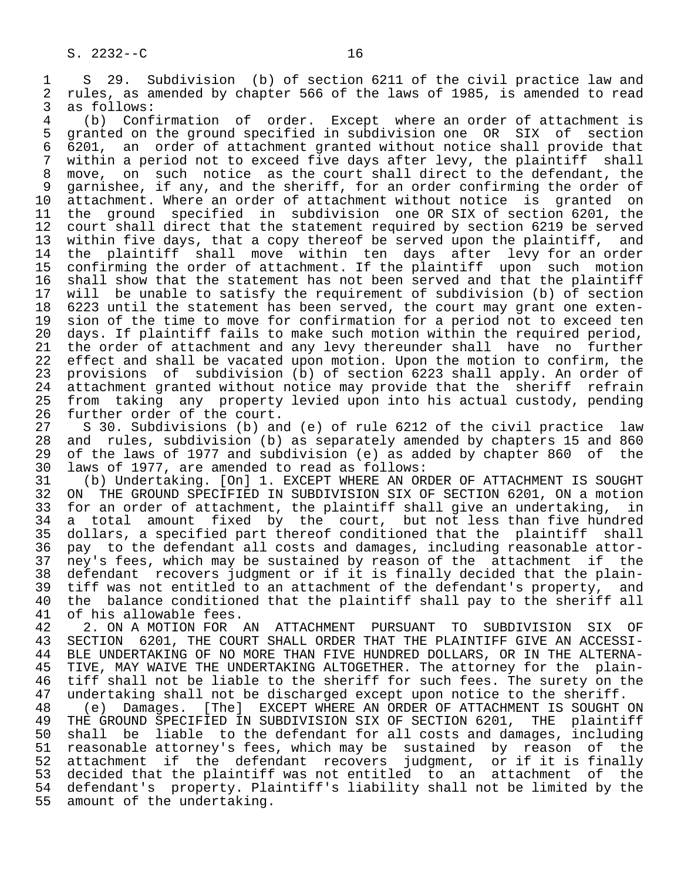S 29. Subdivision (b) of section 6211 of the civil practice law and rules, as amended by chapter 566 of the laws of 1985, is amended to read as follows:

(b) Confirmation of order. Except where an order of attachment is granted on the ground specified in subdivision one OR SIX of section 6201, an order of attachment granted without notice shall provide that within a period not to exceed five days after levy, the plaintiff shall move, on such notice as the court shall direct to the defendant, the garnishee, if any, and the sheriff, for an order confirming the order of attachment. Where an order of attachment without notice is granted on the ground specified in subdivision one OR SIX of section 6201, the court shall direct that the statement required by section 6219 be served within five days, that a copy thereof be served upon the plaintiff, and the plaintiff shall move within ten days after levy for an order confirming the order of attachment. If the plaintiff upon such motion shall show that the statement has not been served and that the plaintiff will be unable to satisfy the requirement of subdivision (b) of section 6223 until the statement has been served, the court may grant one extension of the time to move for confirmation for a period not to exceed ten days. If plaintiff fails to make such motion within the required period, the order of attachment and any levy thereunder shall have no further effect and shall be vacated upon motion. Upon the motion to confirm, the provisions of subdivision (b) of section 6223 shall apply. An order of attachment granted without notice may provide that the sheriff refrain from taking any property levied upon into his actual custody, pending further order of the court.

S 30. Subdivisions (b) and (e) of rule 6212 of the civil practice law and rules, subdivision (b) as separately amended by chapters 15 and 860 of the laws of 1977 and subdivision (e) as added by chapter 860 of the laws of 1977, are amended to read as follows:

(b) Undertaking. [On] 1. EXCEPT WHERE AN ORDER OF ATTACHMENT IS SOUGHT ON THE GROUND SPECIFIED IN SUBDIVISION SIX OF SECTION 6201, ON a motion for an order of attachment, the plaintiff shall give an undertaking, in a total amount fixed by the court, but not less than five hundred dollars, a specified part thereof conditioned that the plaintiff shall pay to the defendant all costs and damages, including reasonable attorney's fees, which may be sustained by reason of the attachment if the defendant recovers judgment or if it is finally decided that the plaintiff was not entitled to an attachment of the defendant's property, and the balance conditioned that the plaintiff shall pay to the sheriff all of his allowable fees.

2. ON A MOTION FOR AN ATTACHMENT PURSUANT TO SUBDIVISION SIX OF SECTION 6201, THE COURT SHALL ORDER THAT THE PLAINTIFF GIVE AN ACCESSIBLE UNDERTAKING OF NO MORE THAN FIVE HUNDRED DOLLARS, OR IN THE ALTERNATIVE, MAY WAIVE THE UNDERTAKING ALTOGETHER. The attorney for the plaintiff shall not be liable to the sheriff for such fees. The surety on the undertaking shall not be discharged except upon notice to the sheriff.

(e) Damages. [The] EXCEPT WHERE AN ORDER OF ATTACHMENT IS SOUGHT ON THE GROUND SPECIFIED IN SUBDIVISION SIX OF SECTION 6201, THE plaintiff shall be liable to the defendant for all costs and damages, including reasonable attorney's fees, which may be sustained by reason of the attachment if the defendant recovers judgment, or if it is finally decided that the plaintiff was not entitled to an attachment of the defendant's property. Plaintiff's liability shall not be limited by the amount of the undertaking.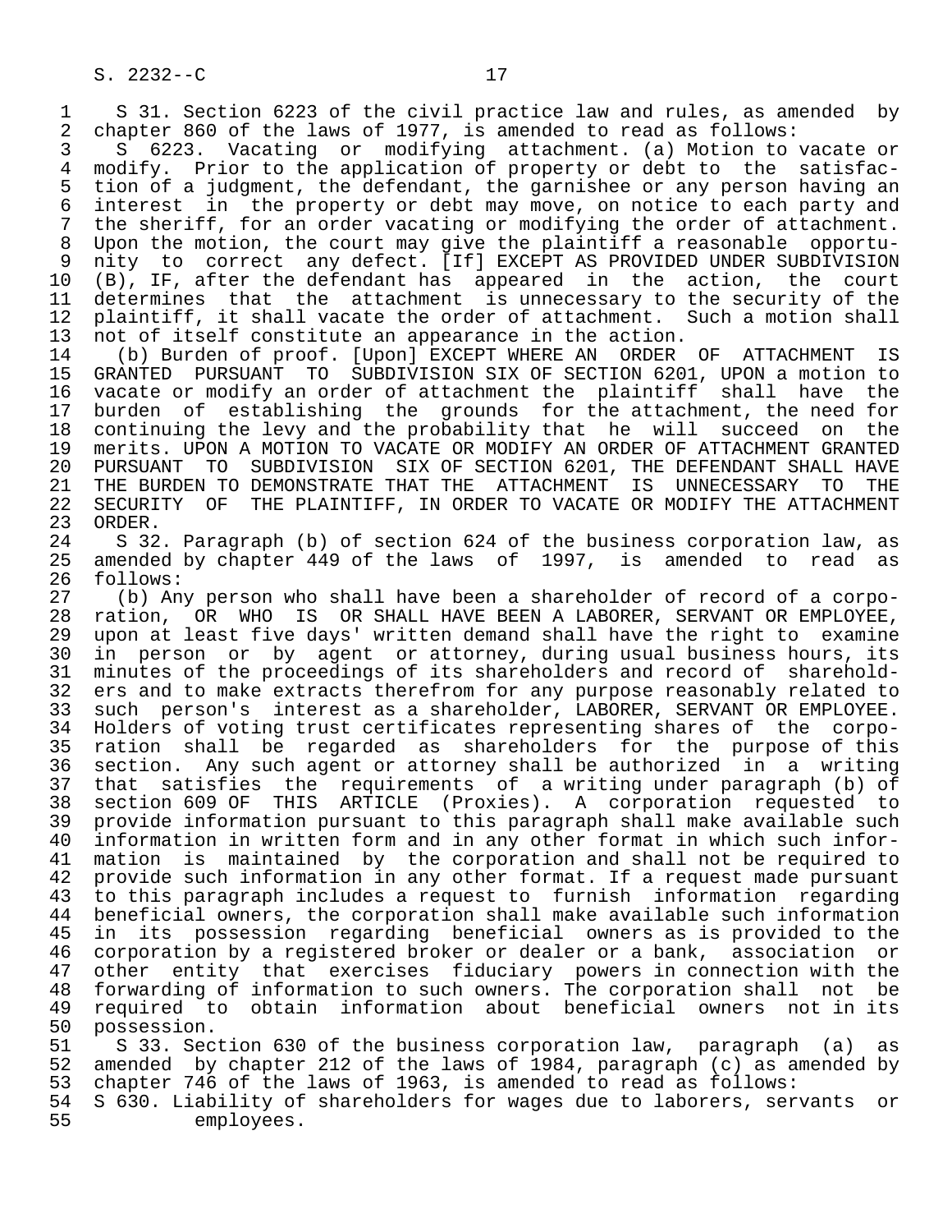S 31. Section 6223 of the civil practice law and rules, as amended by chapter 860 of the laws of 1977, is amended to read as follows:

S 6223. Vacating or modifying attachment. (a) Motion to vacate or modify. Prior to the application of property or debt to the satisfaction of a judgment, the defendant, the garnishee or any person having an interest in the property or debt may move, on notice to each party and the sheriff, for an order vacating or modifying the order of attachment. Upon the motion, the court may give the plaintiff a reasonable opportunity to correct any defect. [If] EXCEPT AS PROVIDED UNDER SUBDIVISION (B), IF, after the defendant has appeared in the action, the court determines that the attachment is unnecessary to the security of the plaintiff, it shall vacate the order of attachment. Such a motion shall not of itself constitute an appearance in the action.

(b) Burden of proof. [Upon] EXCEPT WHERE AN ORDER OF ATTACHMENT IS GRANTED PURSUANT TO SUBDIVISION SIX OF SECTION 6201, UPON a motion to vacate or modify an order of attachment the plaintiff shall have the burden of establishing the grounds for the attachment, the need for continuing the levy and the probability that he will succeed on the merits. UPON A MOTION TO VACATE OR MODIFY AN ORDER OF ATTACHMENT GRANTED PURSUANT TO SUBDIVISION SIX OF SECTION 6201, THE DEFENDANT SHALL HAVE THE BURDEN TO DEMONSTRATE THAT THE ATTACHMENT IS UNNECESSARY TO THE SECURITY OF THE PLAINTIFF, IN ORDER TO VACATE OR MODIFY THE ATTACHMENT ORDER.

S 32. Paragraph (b) of section 624 of the business corporation law, as amended by chapter 449 of the laws of 1997, is amended to read as follows:

(b) Any person who shall have been a shareholder of record of a corporation, OR WHO IS OR SHALL HAVE BEEN A LABORER, SERVANT OR EMPLOYEE, upon at least five days' written demand shall have the right to examine in person or by agent or attorney, during usual business hours, its minutes of the proceedings of its shareholders and record of shareholders and to make extracts therefrom for any purpose reasonably related to such person's interest as a shareholder, LABORER, SERVANT OR EMPLOYEE. Holders of voting trust certificates representing shares of the corporation shall be regarded as shareholders for the purpose of this section. Any such agent or attorney shall be authorized in a writing that satisfies the requirements of a writing under paragraph (b) of section 609 OF THIS ARTICLE (Proxies). A corporation requested to provide information pursuant to this paragraph shall make available such information in written form and in any other format in which such information is maintained by the corporation and shall not be required to provide such information in any other format. If a request made pursuant to this paragraph includes a request to furnish information regarding beneficial owners, the corporation shall make available such information in its possession regarding beneficial owners as is provided to the corporation by a registered broker or dealer or a bank, association or other entity that exercises fiduciary powers in connection with the forwarding of information to such owners. The corporation shall not be required to obtain information about beneficial owners not in its possession.

S 33. Section 630 of the business corporation law, paragraph (a) as amended by chapter 212 of the laws of 1984, paragraph (c) as amended by chapter 746 of the laws of 1963, is amended to read as follows:

S 630. Liability of shareholders for wages due to laborers, servants or employees.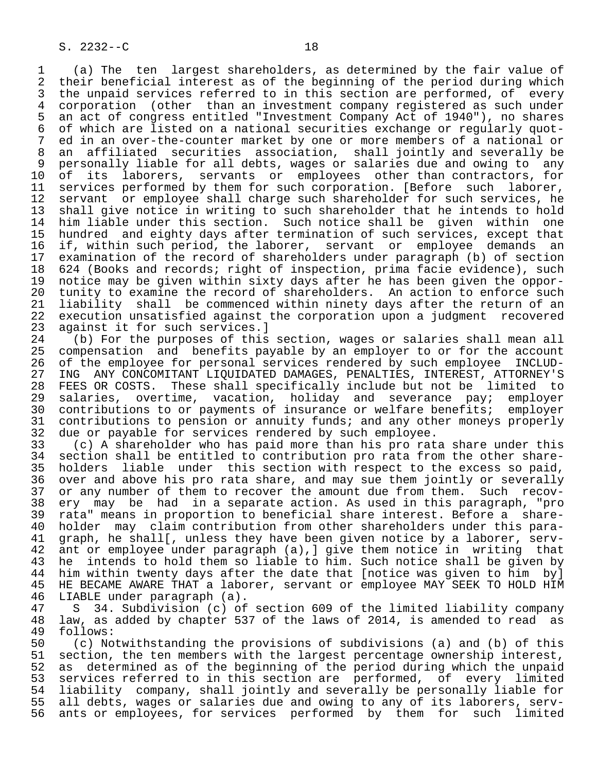(a) The ten largest shareholders, as determined by the fair value of their beneficial interest as of the beginning of the period during which the unpaid services referred to in this section are performed, of every corporation (other than an investment company registered as such under an act of congress entitled "Investment Company Act of 1940"), no shares of which are listed on a national securities exchange or regularly quoted in an over-the-counter market by one or more members of a national or an affiliated securities association, shall jointly and severally be personally liable for all debts, wages or salaries due and owing to any of its laborers, servants or employees other than contractors, for services performed by them for such corporation. [Before such laborer, servant or employee shall charge such shareholder for such services, he shall give notice in writing to such shareholder that he intends to hold him liable under this section. Such notice shall be given within one hundred and eighty days after termination of such services, except that if, within such period, the laborer, servant or employee demands an examination of the record of shareholders under paragraph (b) of section 624 (Books and records; right of inspection, prima facie evidence), such notice may be given within sixty days after he has been given the opportunity to examine the record of shareholders. An action to enforce such liability shall be commenced within ninety days after the return of an execution unsatisfied against the corporation upon a judgment recovered against it for such services.]

(b) For the purposes of this section, wages or salaries shall mean all compensation and benefits payable by an employer to or for the account of the employee for personal services rendered by such employee INCLUDING ANY CONCOMITANT LIQUIDATED DAMAGES, PENALTIES, INTEREST, ATTORNEY'S FEES OR COSTS. These shall specifically include but not be limited to salaries, overtime, vacation, holiday and severance pay; employer contributions to or payments of insurance or welfare benefits; employer contributions to pension or annuity funds; and any other moneys properly due or payable for services rendered by such employee.

(c) A shareholder who has paid more than his pro rata share under this section shall be entitled to contribution pro rata from the other shareholders liable under this section with respect to the excess so paid, over and above his pro rata share, and may sue them jointly or severally or any number of them to recover the amount due from them. Such recovery may be had in a separate action. As used in this paragraph, "pro rata" means in proportion to beneficial share interest. Before a shareholder may claim contribution from other shareholders under this paragraph, he shall[, unless they have been given notice by a laborer, servant or employee under paragraph (a),] give them notice in writing that he intends to hold them so liable to him. Such notice shall be given by him within twenty days after the date that [notice was given to him by] HE BECAME AWARE THAT a laborer, servant or employee MAY SEEK TO HOLD HIM LIABLE under paragraph (a).

S 34. Subdivision (c) of section 609 of the limited liability company law, as added by chapter 537 of the laws of 2014, is amended to read as follows:

(c) Notwithstanding the provisions of subdivisions (a) and (b) of this section, the ten members with the largest percentage ownership interest, as determined as of the beginning of the period during which the unpaid services referred to in this section are performed, of every limited liability company, shall jointly and severally be personally liable for all debts, wages or salaries due and owing to any of its laborers, servants or employees, for services performed by them for such limited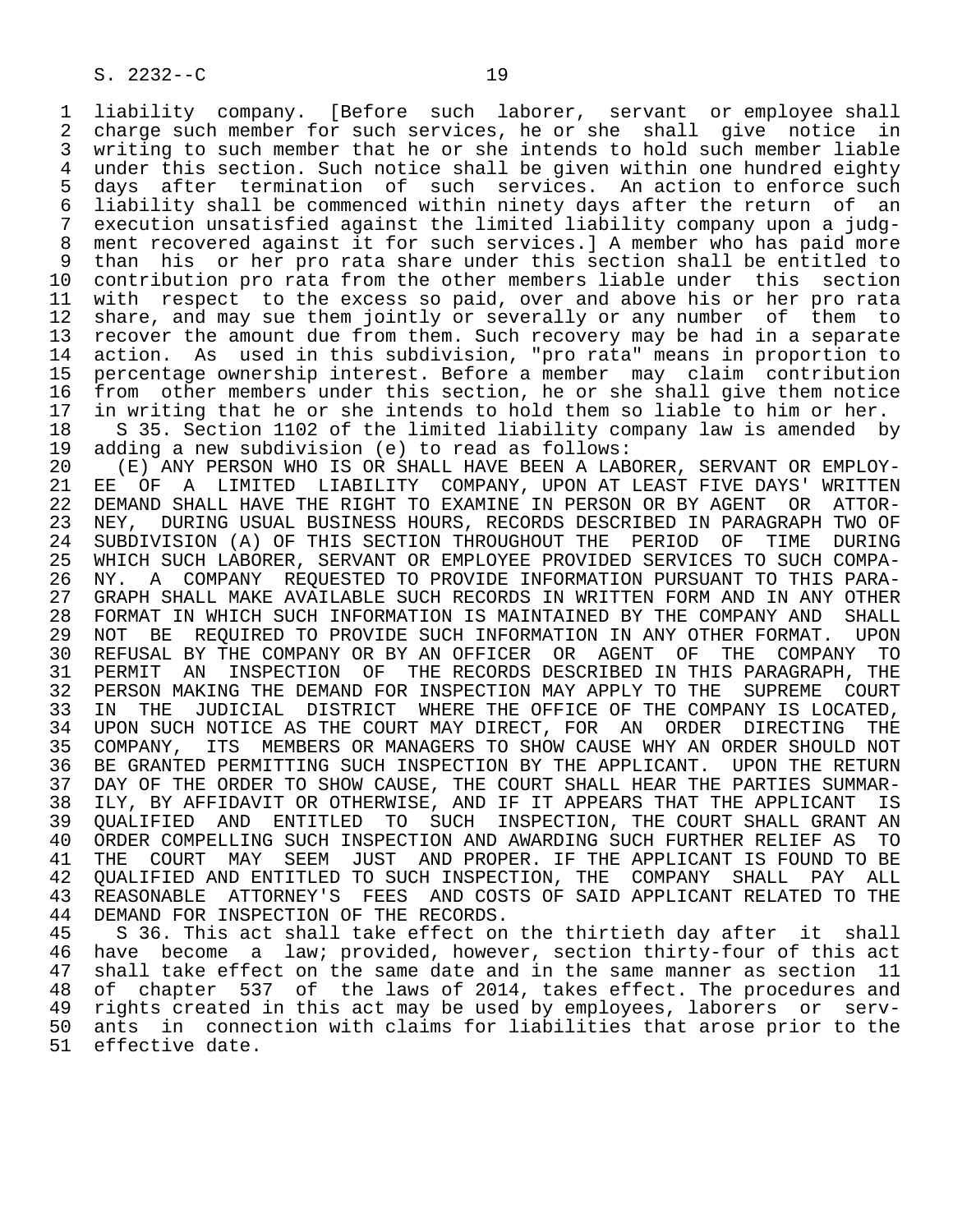liability company. [Before such laborer, servant or employee shall charge such member for such services, he or she shall give notice in writing to such member that he or she intends to hold such member liable under this section. Such notice shall be given within one hundred eighty days after termination of such services. An action to enforce such liability shall be commenced within ninety days after the return of an execution unsatisfied against the limited liability company upon a judgment recovered against it for such services.] A member who has paid more than his or her pro rata share under this section shall be entitled to contribution pro rata from the other members liable under this section with respect to the excess so paid, over and above his or her pro rata share, and may sue them jointly or severally or any number of them to recover the amount due from them. Such recovery may be had in a separate action. As used in this subdivision, "pro rata" means in proportion to percentage ownership interest. Before a member may claim contribution from other members under this section, he or she shall give them notice in writing that he or she intends to hold them so liable to him or her.

S 35. Section 1102 of the limited liability company law is amended by adding a new subdivision (e) to read as follows:

(E) ANY PERSON WHO IS OR SHALL HAVE BEEN A LABORER, SERVANT OR EMPLOYEE OF A LIMITED LIABILITY COMPANY, UPON AT LEAST FIVE DAYS' WRITTEN DEMAND SHALL HAVE THE RIGHT TO EXAMINE IN PERSON OR BY AGENT OR ATTORNEY, DURING USUAL BUSINESS HOURS, RECORDS DESCRIBED IN PARAGRAPH TWO OF SUBDIVISION (A) OF THIS SECTION THROUGHOUT THE PERIOD OF TIME DURING WHICH SUCH LABORER, SERVANT OR EMPLOYEE PROVIDED SERVICES TO SUCH COMPANY. A COMPANY REQUESTED TO PROVIDE INFORMATION PURSUANT TO THIS PARAGRAPH SHALL MAKE AVAILABLE SUCH RECORDS IN WRITTEN FORM AND IN ANY OTHER FORMAT IN WHICH SUCH INFORMATION IS MAINTAINED BY THE COMPANY AND SHALL NOT BE REQUIRED TO PROVIDE SUCH INFORMATION IN ANY OTHER FORMAT. UPON REFUSAL BY THE COMPANY OR BY AN OFFICER OR AGENT OF THE COMPANY TO PERMIT AN INSPECTION OF THE RECORDS DESCRIBED IN THIS PARAGRAPH, THE PERSON MAKING THE DEMAND FOR INSPECTION MAY APPLY TO THE SUPREME COURT IN THE JUDICIAL DISTRICT WHERE THE OFFICE OF THE COMPANY IS LOCATED, UPON SUCH NOTICE AS THE COURT MAY DIRECT, FOR AN ORDER DIRECTING THE COMPANY, ITS MEMBERS OR MANAGERS TO SHOW CAUSE WHY AN ORDER SHOULD NOT BE GRANTED PERMITTING SUCH INSPECTION BY THE APPLICANT. UPON THE RETURN DAY OF THE ORDER TO SHOW CAUSE, THE COURT SHALL HEAR THE PARTIES SUMMARILY, BY AFFIDAVIT OR OTHERWISE, AND IF IT APPEARS THAT THE APPLICANT IS QUALIFIED AND ENTITLED TO SUCH INSPECTION, THE COURT SHALL GRANT AN ORDER COMPELLING SUCH INSPECTION AND AWARDING SUCH FURTHER RELIEF AS TO THE COURT MAY SEEM JUST AND PROPER. IF THE APPLICANT IS FOUND TO BE QUALIFIED AND ENTITLED TO SUCH INSPECTION, THE COMPANY SHALL PAY ALL REASONABLE ATTORNEY'S FEES AND COSTS OF SAID APPLICANT RELATED TO THE DEMAND FOR INSPECTION OF THE RECORDS.

S 36. This act shall take effect on the thirtieth day after it shall have become a law; provided, however, section thirty-four of this act shall take effect on the same date and in the same manner as section 11 of chapter 537 of the laws of 2014, takes effect. The procedures and rights created in this act may be used by employees, laborers or servants in connection with claims for liabilities that arose prior to the effective date.